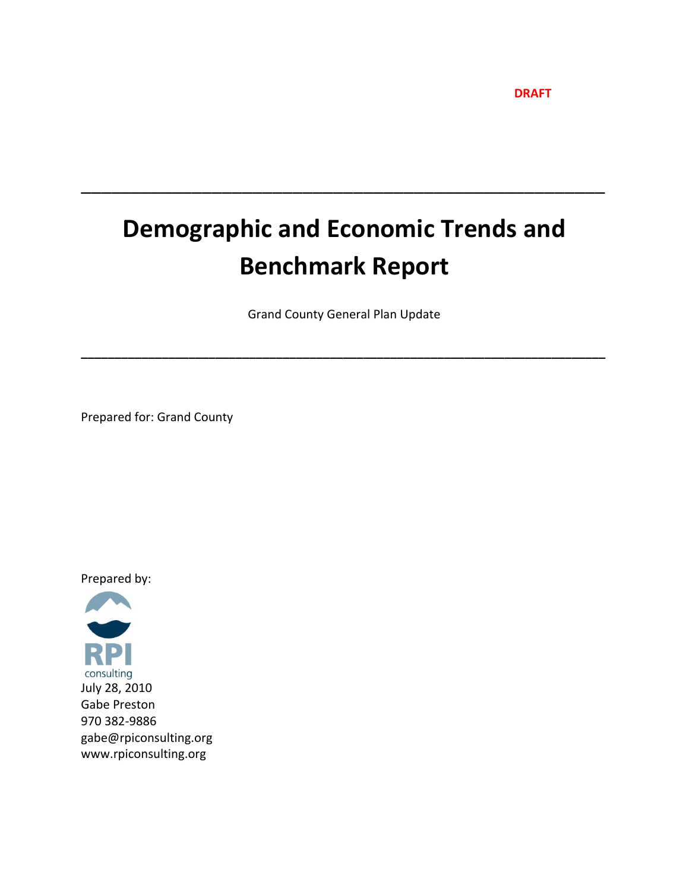**DRAFT**

---

# Demographic and Economic Trends and Benchmark Report

Grand County General Plan Update

---

Prepared for: Grand County

Prepared by:

RPI consulting

July 28, 2010

Gabe Preston

970 382-9886

gabe@rpiconsulting.org

www.rpiconsulting.org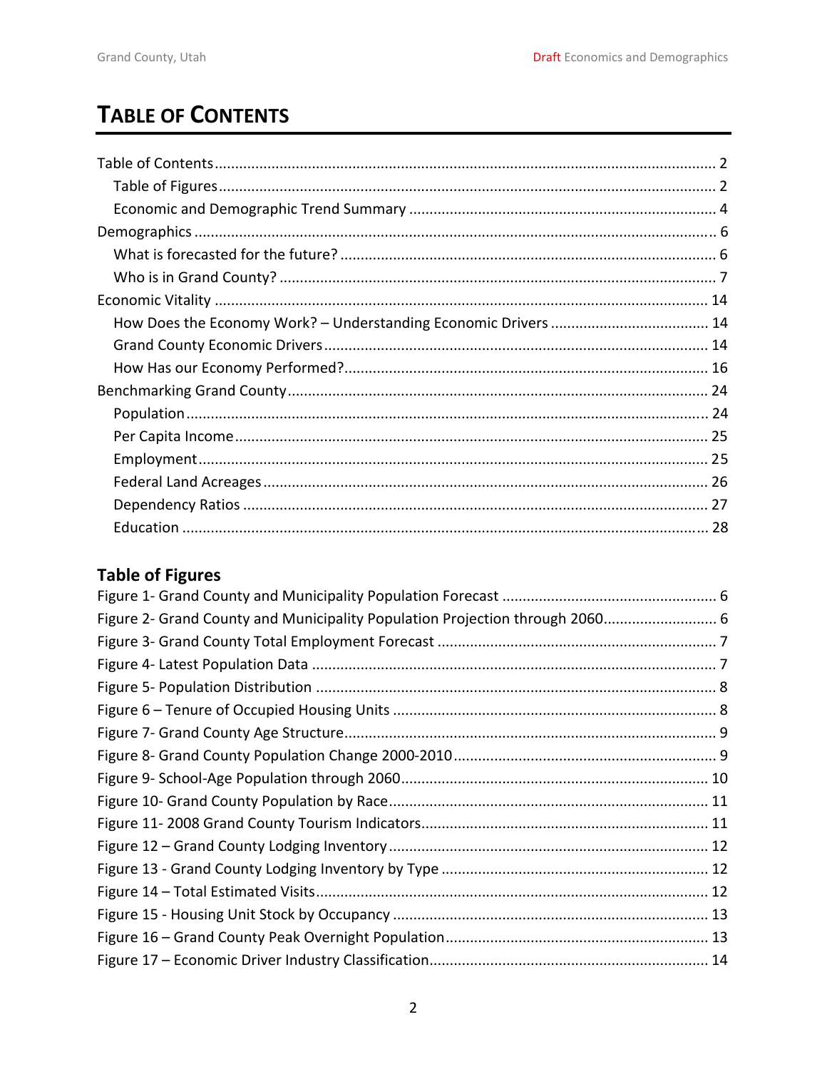# TABLE OF CONTENTS

Table of Contents ........................................................................................................... 2
  Table of Figures .......................................................................................................... 2
  Economic and Demographic Trend Summary ........................................................... 4
Demographics ............................................................................................................... 6
  What is forecasted for the future? ............................................................................ 6
  Who is in Grand County? ........................................................................................... 7
Economic Vitality ......................................................................................................... 14
  How Does the Economy Work? – Understanding Economic Drivers ....................... 14
  Grand County Economic Drivers .............................................................................. 14
  How Has our Economy Performed?......................................................................... 16
Benchmarking Grand County ...................................................................................... 24
  Population ................................................................................................................ 24
  Per Capita Income .................................................................................................... 25
  Employment ............................................................................................................. 25
  Federal Land Acreages ............................................................................................. 26
  Dependency Ratios .................................................................................................. 27
  Education ................................................................................................................. 28

## Table of Figures

Figure 1- Grand County and Municipality Population Forecast ..................................................... 6
Figure 2- Grand County and Municipality Population Projection through 2060............................ 6
Figure 3- Grand County Total Employment Forecast ..................................................................... 7
Figure 4- Latest Population Data ................................................................................................... 7
Figure 5- Population Distribution .................................................................................................. 8
Figure 6 – Tenure of Occupied Housing Units ............................................................................... 8
Figure 7- Grand County Age Structure........................................................................................... 9
Figure 8- Grand County Population Change 2000-2010................................................................. 9
Figure 9- School-Age Population through 2060............................................................................ 10
Figure 10- Grand County Population by Race.............................................................................. 11
Figure 11- 2008 Grand County Tourism Indicators...................................................................... 11
Figure 12 – Grand County Lodging Inventory .............................................................................. 12
Figure 13 - Grand County Lodging Inventory by Type .................................................................. 12
Figure 14 – Total Estimated Visits................................................................................................ 12
Figure 15 - Housing Unit Stock by Occupancy ............................................................................. 13
Figure 16 – Grand County Peak Overnight Population................................................................. 13
Figure 17 – Economic Driver Industry Classification.................................................................... 14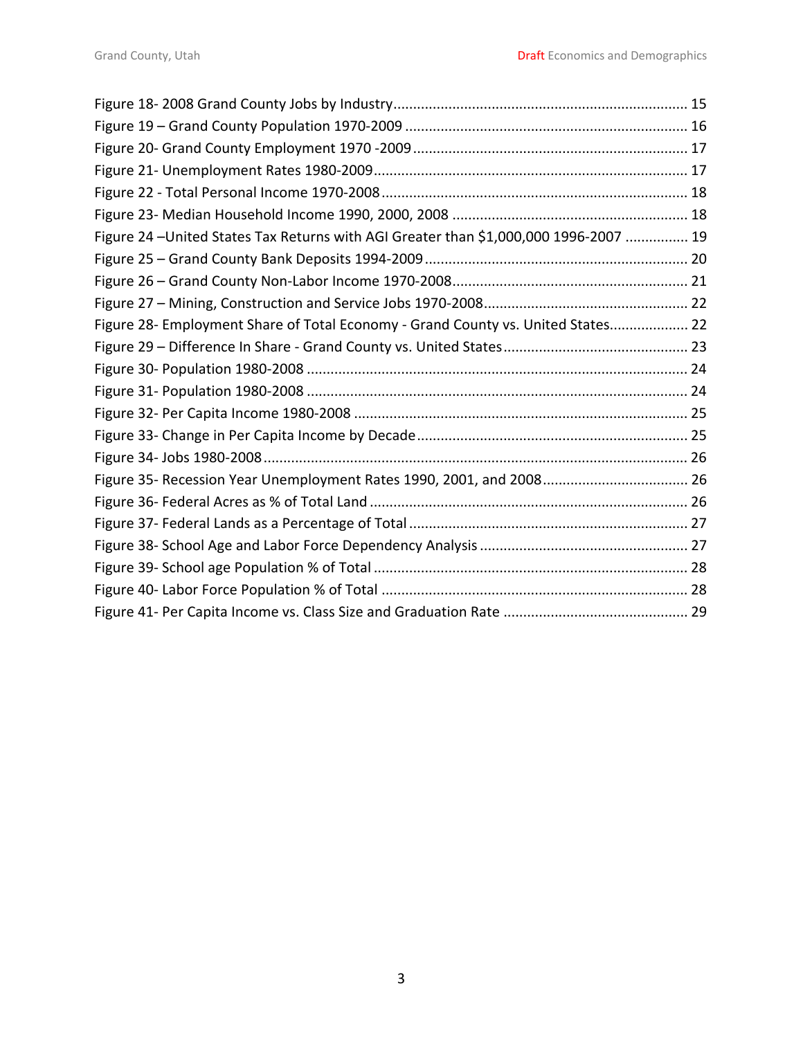Figure 18- 2008 Grand County Jobs by Industry .......... 15
Figure 19 – Grand County Population 1970-2009 .......... 16
Figure 20- Grand County Employment 1970 -2009 .......... 17
Figure 21- Unemployment Rates 1980-2009 .......... 17
Figure 22 - Total Personal Income 1970-2008 .......... 18
Figure 23- Median Household Income 1990, 2000, 2008 .......... 18
Figure 24 –United States Tax Returns with AGI Greater than $1,000,000 1996-2007 .......... 19
Figure 25 – Grand County Bank Deposits 1994-2009 .......... 20
Figure 26 – Grand County Non-Labor Income 1970-2008 .......... 21
Figure 27 – Mining, Construction and Service Jobs 1970-2008 .......... 22
Figure 28- Employment Share of Total Economy - Grand County vs. United States .......... 22
Figure 29 – Difference In Share - Grand County vs. United States .......... 23
Figure 30- Population 1980-2008 .......... 24
Figure 31- Population 1980-2008 .......... 24
Figure 32- Per Capita Income 1980-2008 .......... 25
Figure 33- Change in Per Capita Income by Decade .......... 25
Figure 34- Jobs 1980-2008 .......... 26
Figure 35- Recession Year Unemployment Rates 1990, 2001, and 2008 .......... 26
Figure 36- Federal Acres as % of Total Land .......... 26
Figure 37- Federal Lands as a Percentage of Total .......... 27
Figure 38- School Age and Labor Force Dependency Analysis .......... 27
Figure 39- School age Population % of Total .......... 28
Figure 40- Labor Force Population % of Total .......... 28
Figure 41- Per Capita Income vs. Class Size and Graduation Rate .......... 29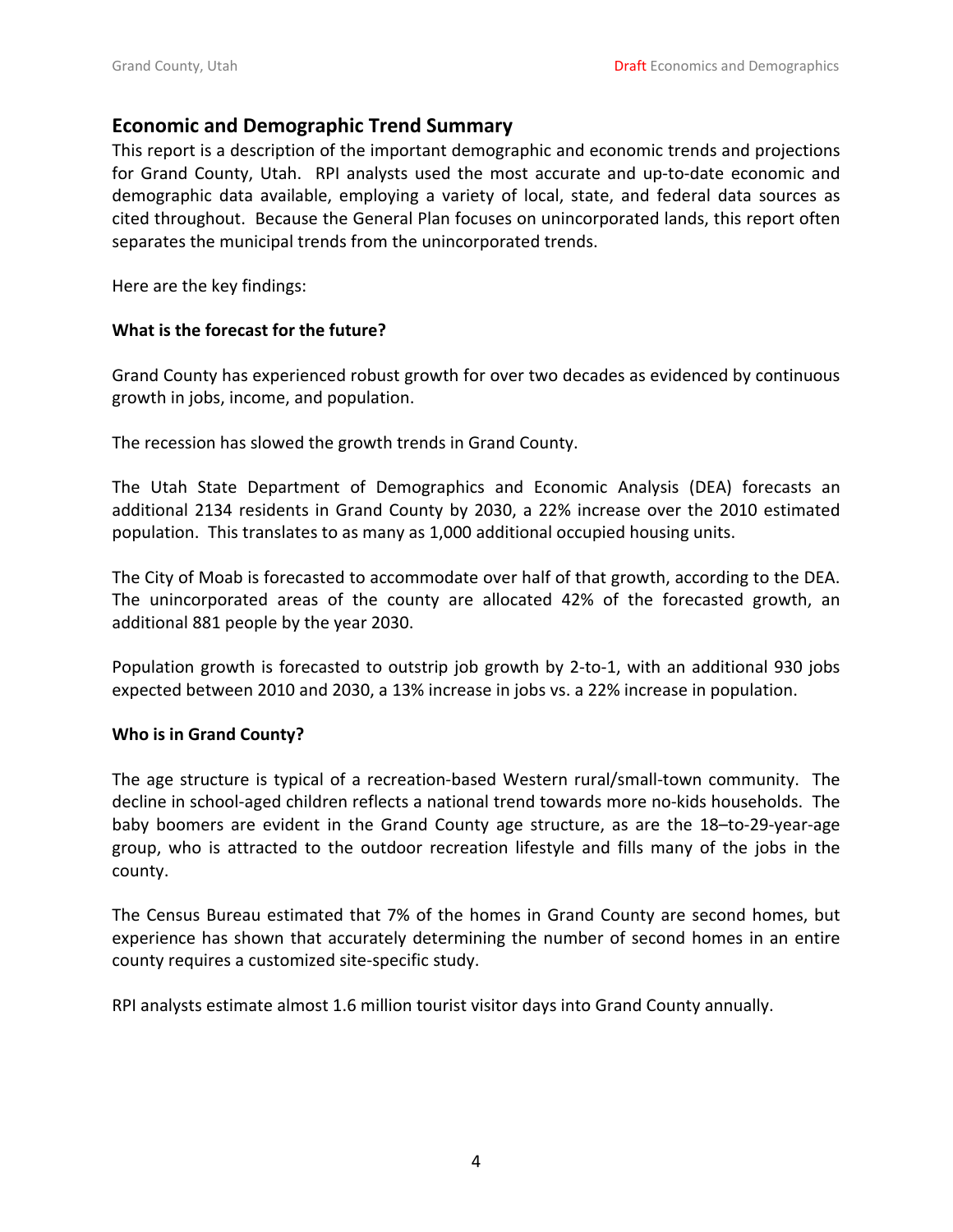## Economic and Demographic Trend Summary

This report is a description of the important demographic and economic trends and projections for Grand County, Utah. RPI analysts used the most accurate and up-to-date economic and demographic data available, employing a variety of local, state, and federal data sources as cited throughout. Because the General Plan focuses on unincorporated lands, this report often separates the municipal trends from the unincorporated trends.

Here are the key findings:

**What is the forecast for the future?**

Grand County has experienced robust growth for over two decades as evidenced by continuous growth in jobs, income, and population.

The recession has slowed the growth trends in Grand County.

The Utah State Department of Demographics and Economic Analysis (DEA) forecasts an additional 2134 residents in Grand County by 2030, a 22% increase over the 2010 estimated population. This translates to as many as 1,000 additional occupied housing units.

The City of Moab is forecasted to accommodate over half of that growth, according to the DEA. The unincorporated areas of the county are allocated 42% of the forecasted growth, an additional 881 people by the year 2030.

Population growth is forecasted to outstrip job growth by 2-to-1, with an additional 930 jobs expected between 2010 and 2030, a 13% increase in jobs vs. a 22% increase in population.

**Who is in Grand County?**

The age structure is typical of a recreation-based Western rural/small-town community. The decline in school-aged children reflects a national trend towards more no-kids households. The baby boomers are evident in the Grand County age structure, as are the 18–to-29-year-age group, who is attracted to the outdoor recreation lifestyle and fills many of the jobs in the county.

The Census Bureau estimated that 7% of the homes in Grand County are second homes, but experience has shown that accurately determining the number of second homes in an entire county requires a customized site-specific study.

RPI analysts estimate almost 1.6 million tourist visitor days into Grand County annually.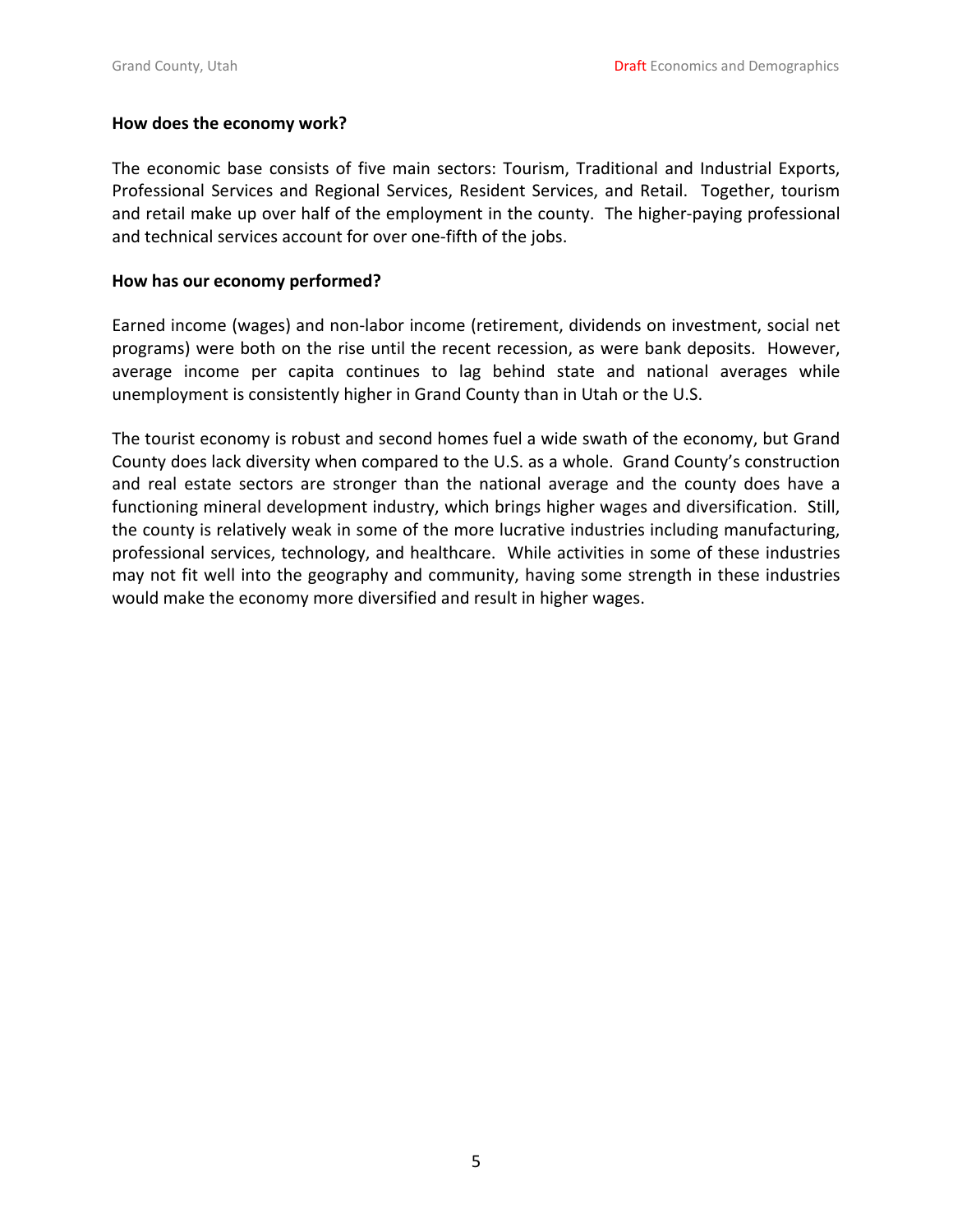**How does the economy work?**

The economic base consists of five main sectors: Tourism, Traditional and Industrial Exports, Professional Services and Regional Services, Resident Services, and Retail. Together, tourism and retail make up over half of the employment in the county. The higher-paying professional and technical services account for over one-fifth of the jobs.

**How has our economy performed?**

Earned income (wages) and non-labor income (retirement, dividends on investment, social net programs) were both on the rise until the recent recession, as were bank deposits. However, average income per capita continues to lag behind state and national averages while unemployment is consistently higher in Grand County than in Utah or the U.S.

The tourist economy is robust and second homes fuel a wide swath of the economy, but Grand County does lack diversity when compared to the U.S. as a whole. Grand County's construction and real estate sectors are stronger than the national average and the county does have a functioning mineral development industry, which brings higher wages and diversification. Still, the county is relatively weak in some of the more lucrative industries including manufacturing, professional services, technology, and healthcare. While activities in some of these industries may not fit well into the geography and community, having some strength in these industries would make the economy more diversified and result in higher wages.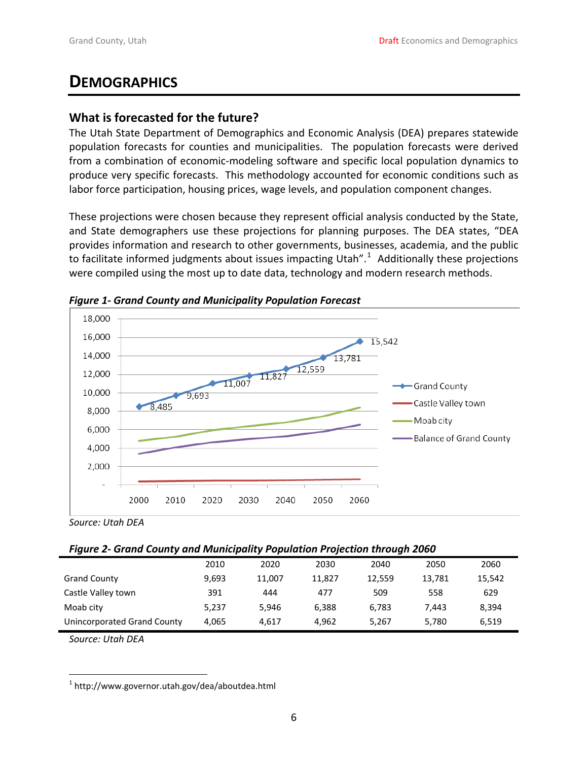# Demographics

## What is forecasted for the future?

The Utah State Department of Demographics and Economic Analysis (DEA) prepares statewide population forecasts for counties and municipalities. The population forecasts were derived from a combination of economic-modeling software and specific local population dynamics to produce very specific forecasts. This methodology accounted for economic conditions such as labor force participation, housing prices, wage levels, and population component changes.

These projections were chosen because they represent official analysis conducted by the State, and State demographers use these projections for planning purposes. The DEA states, "DEA provides information and research to other governments, businesses, academia, and the public to facilitate informed judgments about issues impacting Utah".[1] Additionally these projections were compiled using the most up to date data, technology and modern research methods.

***Figure 1- Grand County and Municipality Population Forecast***

*Source: Utah DEA*

***Figure 2- Grand County and Municipality Population Projection through 2060***

| | 2010 | 2020 | 2030 | 2040 | 2050 | 2060 |
|---|---|---|---|---|---|---|
| Grand County | 9,693 | 11,007 | 11,827 | 12,559 | 13,781 | 15,542 |
| Castle Valley town | 391 | 444 | 477 | 509 | 558 | 629 |
| Moab city | 5,237 | 5,946 | 6,388 | 6,783 | 7,443 | 8,394 |
| Unincorporated Grand County | 4,065 | 4,617 | 4,962 | 5,267 | 5,780 | 6,519 |

*Source: Utah DEA*

[1] http://www.governor.utah.gov/dea/aboutdea.html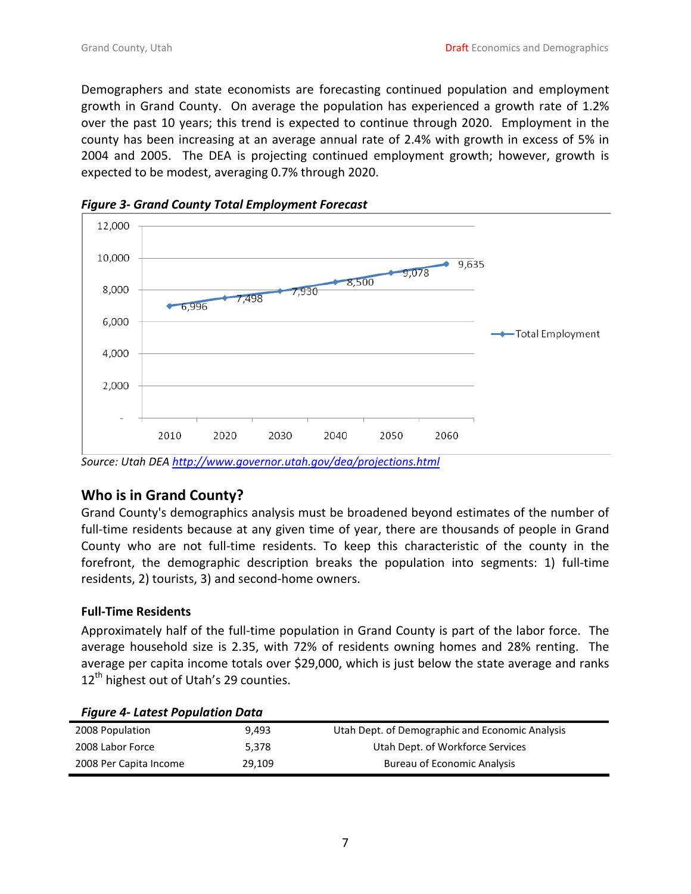Demographers and state economists are forecasting continued population and employment growth in Grand County. On average the population has experienced a growth rate of 1.2% over the past 10 years; this trend is expected to continue through 2020. Employment in the county has been increasing at an average annual rate of 2.4% with growth in excess of 5% in 2004 and 2005. The DEA is projecting continued employment growth; however, growth is expected to be modest, averaging 0.7% through 2020.

***Figure 3- Grand County Total Employment Forecast***

| Year | Total Employment |
|---|---|
| 2010 | 6,996 |
| 2020 | 7,498 |
| 2030 | 7,930 |
| 2040 | 8,500 |
| 2050 | 9,078 |
| 2060 | 9,635 |

*Source: Utah DEA http://www.governor.utah.gov/dea/projections.html*

## Who is in Grand County?

Grand County's demographics analysis must be broadened beyond estimates of the number of full-time residents because at any given time of year, there are thousands of people in Grand County who are not full-time residents. To keep this characteristic of the county in the forefront, the demographic description breaks the population into segments: 1) full-time residents, 2) tourists, 3) and second-home owners.

### Full-Time Residents

Approximately half of the full-time population in Grand County is part of the labor force. The average household size is 2.35, with 72% of residents owning homes and 28% renting. The average per capita income totals over $29,000, which is just below the state average and ranks 12th highest out of Utah's 29 counties.

***Figure 4- Latest Population Data***

| | | |
|---|---|---|
| 2008 Population | 9,493 | Utah Dept. of Demographic and Economic Analysis |
| 2008 Labor Force | 5,378 | Utah Dept. of Workforce Services |
| 2008 Per Capita Income | 29,109 | Bureau of Economic Analysis |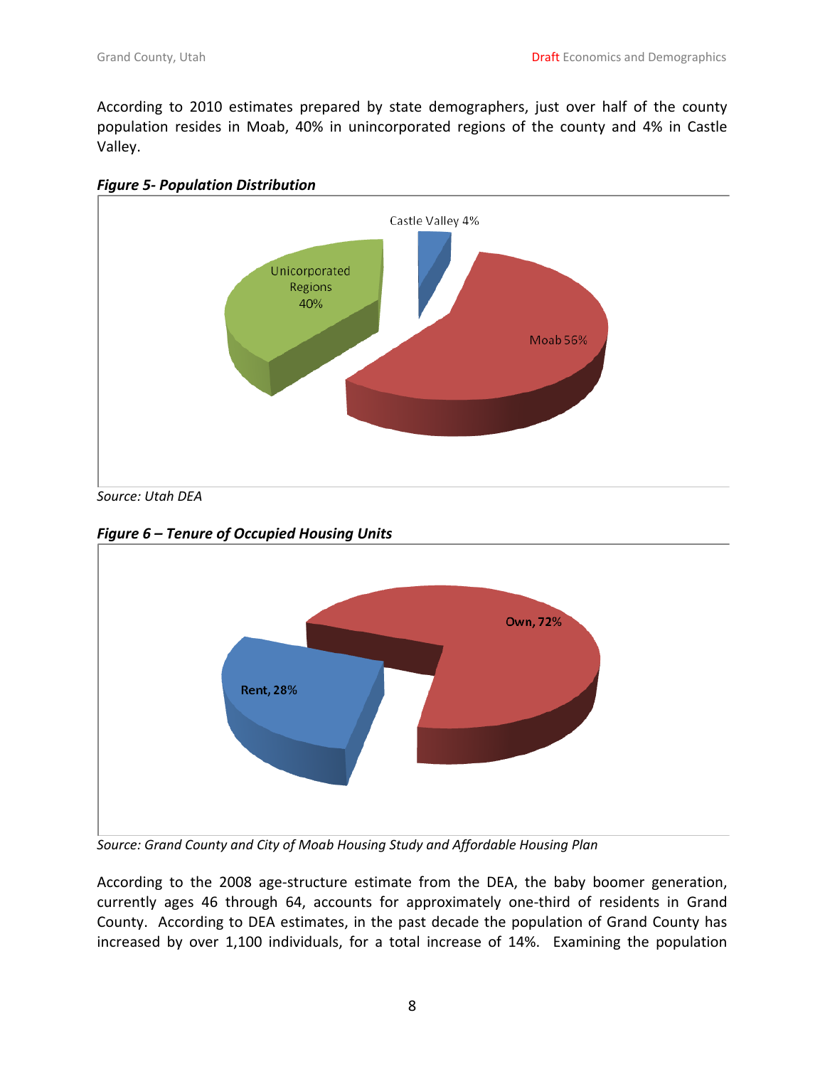According to 2010 estimates prepared by state demographers, just over half of the county population resides in Moab, 40% in unincorporated regions of the county and 4% in Castle Valley.

***Figure 5- Population Distribution***

Castle Valley 4%

Unicorporated Regions 40%

Moab 56%

*Source: Utah DEA*

***Figure 6 – Tenure of Occupied Housing Units***

Own, 72%

Rent, 28%

*Source: Grand County and City of Moab Housing Study and Affordable Housing Plan*

According to the 2008 age-structure estimate from the DEA, the baby boomer generation, currently ages 46 through 64, accounts for approximately one-third of residents in Grand County. According to DEA estimates, in the past decade the population of Grand County has increased by over 1,100 individuals, for a total increase of 14%. Examining the population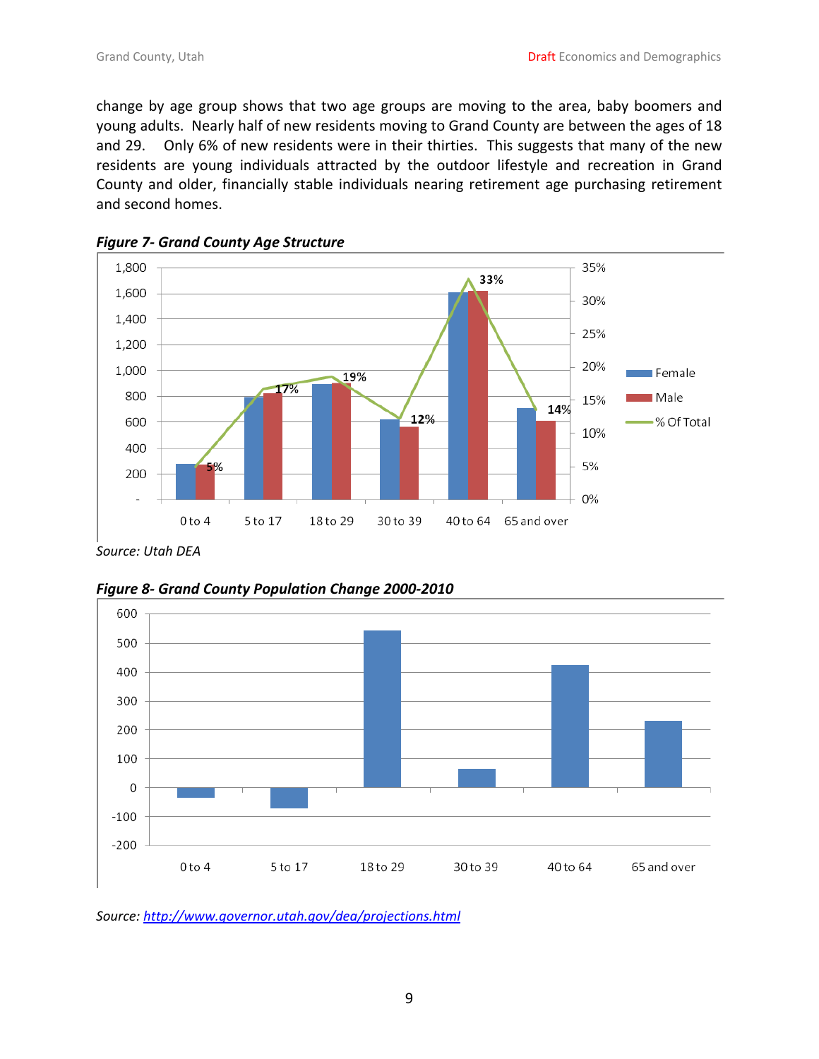change by age group shows that two age groups are moving to the area, baby boomers and young adults. Nearly half of new residents moving to Grand County are between the ages of 18 and 29. Only 6% of new residents were in their thirties. This suggests that many of the new residents are young individuals attracted by the outdoor lifestyle and recreation in Grand County and older, financially stable individuals nearing retirement age purchasing retirement and second homes.

***Figure 7- Grand County Age Structure***

*Source: Utah DEA*

***Figure 8- Grand County Population Change 2000-2010***

*Source: [http://www.governor.utah.gov/dea/projections.html](http://www.governor.utah.gov/dea/projections.html)*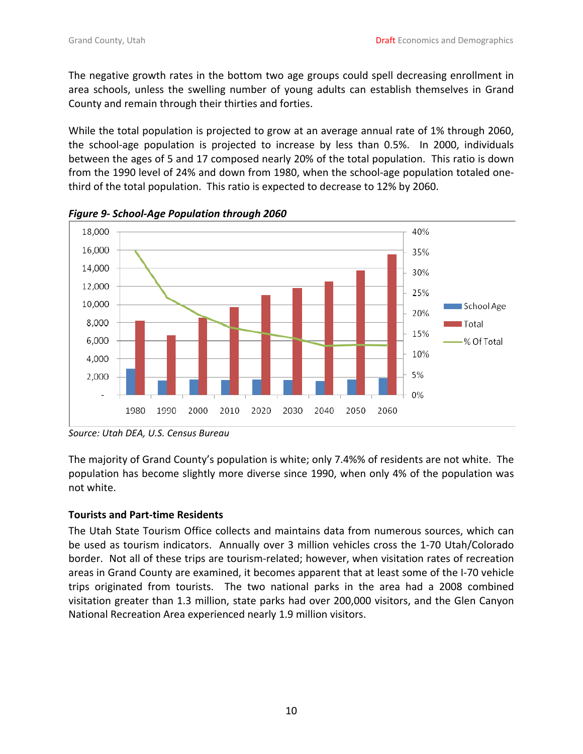The negative growth rates in the bottom two age groups could spell decreasing enrollment in area schools, unless the swelling number of young adults can establish themselves in Grand County and remain through their thirties and forties.

While the total population is projected to grow at an average annual rate of 1% through 2060, the school-age population is projected to increase by less than 0.5%. In 2000, individuals between the ages of 5 and 17 composed nearly 20% of the total population. This ratio is down from the 1990 level of 24% and down from 1980, when the school-age population totaled one-third of the total population. This ratio is expected to decrease to 12% by 2060.

***Figure 9- School-Age Population through 2060***

*Source: Utah DEA, U.S. Census Bureau*

The majority of Grand County's population is white; only 7.4%% of residents are not white. The population has become slightly more diverse since 1990, when only 4% of the population was not white.

**Tourists and Part-time Residents**

The Utah State Tourism Office collects and maintains data from numerous sources, which can be used as tourism indicators. Annually over 3 million vehicles cross the 1-70 Utah/Colorado border. Not all of these trips are tourism-related; however, when visitation rates of recreation areas in Grand County are examined, it becomes apparent that at least some of the I-70 vehicle trips originated from tourists. The two national parks in the area had a 2008 combined visitation greater than 1.3 million, state parks had over 200,000 visitors, and the Glen Canyon National Recreation Area experienced nearly 1.9 million visitors.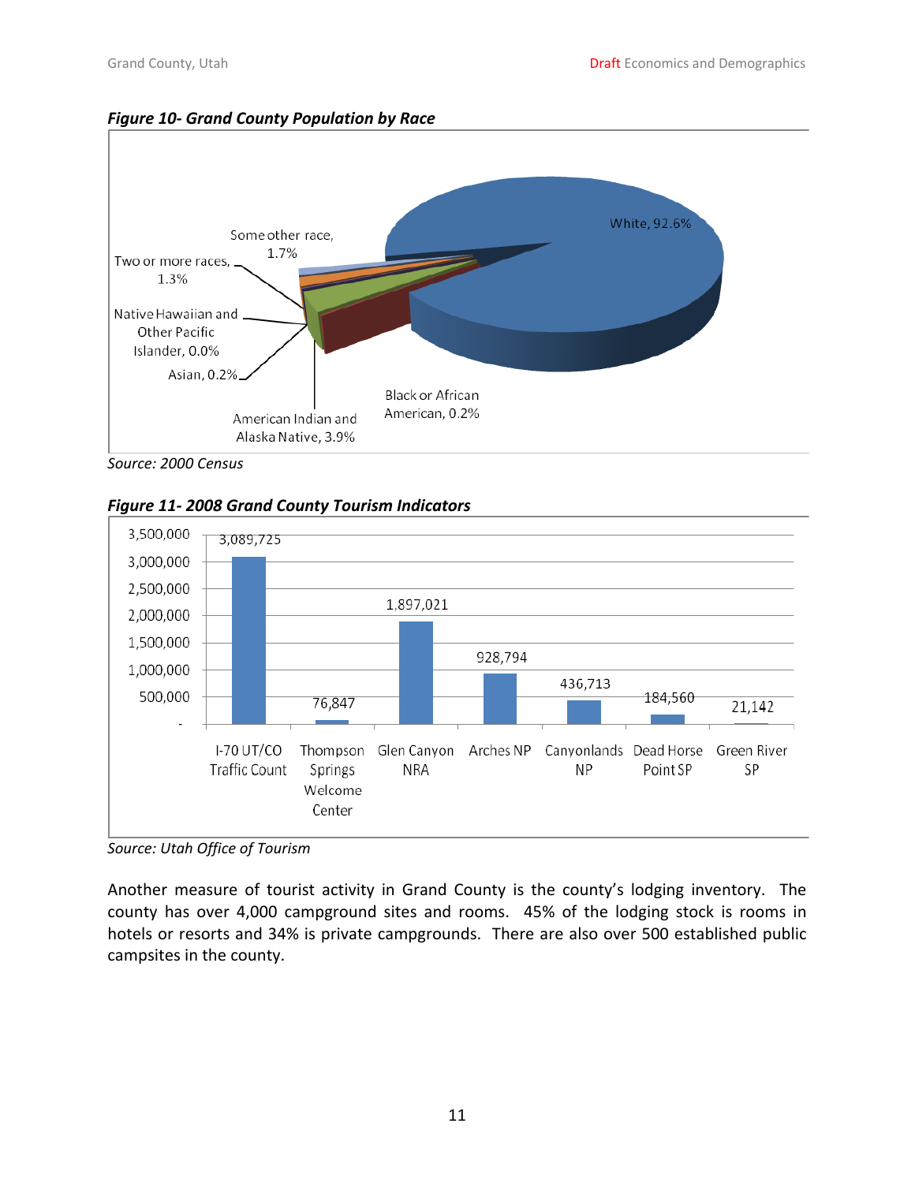*Figure 10- Grand County Population by Race*

| Race | Percent |
|---|---|
| White | 92.6% |
| Black or African American | 0.2% |
| American Indian and Alaska Native | 3.9% |
| Asian | 0.2% |
| Native Hawaiian and Other Pacific Islander | 0.0% |
| Two or more races | 1.3% |
| Some other race | 1.7% |

*Source: 2000 Census*

*Figure 11- 2008 Grand County Tourism Indicators*

| Indicator | Count |
|---|---|
| I-70 UT/CO Traffic Count | 3,089,725 |
| Thompson Springs Welcome Center | 76,847 |
| Glen Canyon NRA | 1,897,021 |
| Arches NP | 928,794 |
| Canyonlands NP | 436,713 |
| Dead Horse Point SP | 184,560 |
| Green River SP | 21,142 |

*Source: Utah Office of Tourism*

Another measure of tourist activity in Grand County is the county's lodging inventory. The county has over 4,000 campground sites and rooms. 45% of the lodging stock is rooms in hotels or resorts and 34% is private campgrounds. There are also over 500 established public campsites in the county.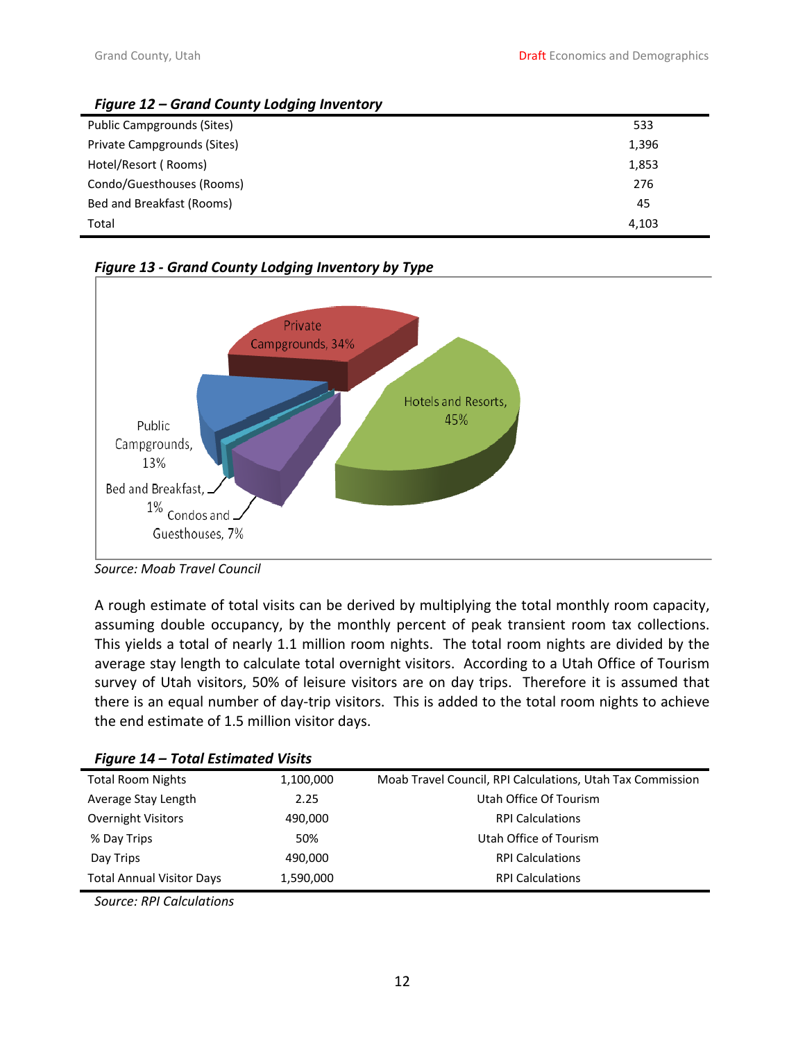*Figure 12 – Grand County Lodging Inventory*

| | |
|---|---|
| Public Campgrounds (Sites) | 533 |
| Private Campgrounds (Sites) | 1,396 |
| Hotel/Resort ( Rooms) | 1,853 |
| Condo/Guesthouses (Rooms) | 276 |
| Bed and Breakfast (Rooms) | 45 |
| Total | 4,103 |

*Figure 13 - Grand County Lodging Inventory by Type*

Private Campgrounds, 34%

Hotels and Resorts, 45%

Public Campgrounds, 13%

Bed and Breakfast, 1%

Condos and Guesthouses, 7%

*Source: Moab Travel Council*

A rough estimate of total visits can be derived by multiplying the total monthly room capacity, assuming double occupancy, by the monthly percent of peak transient room tax collections. This yields a total of nearly 1.1 million room nights. The total room nights are divided by the average stay length to calculate total overnight visitors. According to a Utah Office of Tourism survey of Utah visitors, 50% of leisure visitors are on day trips. Therefore it is assumed that there is an equal number of day-trip visitors. This is added to the total room nights to achieve the end estimate of 1.5 million visitor days.

*Figure 14 – Total Estimated Visits*

| | | |
|---|---|---|
| Total Room Nights | 1,100,000 | Moab Travel Council, RPI Calculations, Utah Tax Commission |
| Average Stay Length | 2.25 | Utah Office Of Tourism |
| Overnight Visitors | 490,000 | RPI Calculations |
| % Day Trips | 50% | Utah Office of Tourism |
| Day Trips | 490,000 | RPI Calculations |
| Total Annual Visitor Days | 1,590,000 | RPI Calculations |

*Source: RPI Calculations*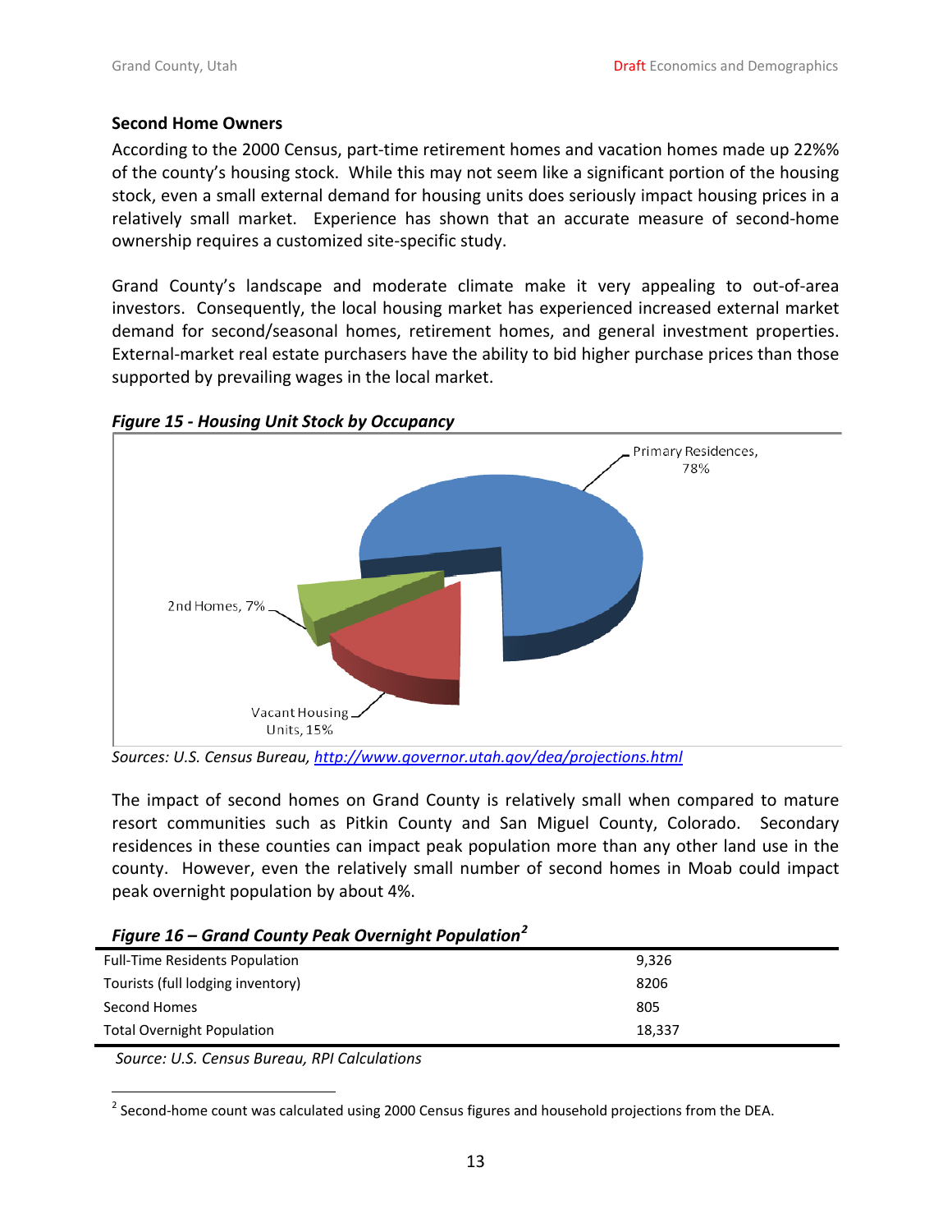### Second Home Owners

According to the 2000 Census, part-time retirement homes and vacation homes made up 22%% of the county's housing stock. While this may not seem like a significant portion of the housing stock, even a small external demand for housing units does seriously impact housing prices in a relatively small market. Experience has shown that an accurate measure of second-home ownership requires a customized site-specific study.

Grand County's landscape and moderate climate make it very appealing to out-of-area investors. Consequently, the local housing market has experienced increased external market demand for second/seasonal homes, retirement homes, and general investment properties. External-market real estate purchasers have the ability to bid higher purchase prices than those supported by prevailing wages in the local market.

***Figure 15 - Housing Unit Stock by Occupancy***

Primary Residences, 78%

2nd Homes, 7%

Vacant Housing Units, 15%

*Sources: U.S. Census Bureau, [http://www.governor.utah.gov/dea/projections.html](http://www.governor.utah.gov/dea/projections.html)*

The impact of second homes on Grand County is relatively small when compared to mature resort communities such as Pitkin County and San Miguel County, Colorado. Secondary residences in these counties can impact peak population more than any other land use in the county. However, even the relatively small number of second homes in Moab could impact peak overnight population by about 4%.

***Figure 16 – Grand County Peak Overnight Population[2]***

| | |
|---|---|
| Full-Time Residents Population | 9,326 |
| Tourists (full lodging inventory) | 8206 |
| Second Homes | 805 |
| Total Overnight Population | 18,337 |

*Source: U.S. Census Bureau, RPI Calculations*

[2] Second-home count was calculated using 2000 Census figures and household projections from the DEA.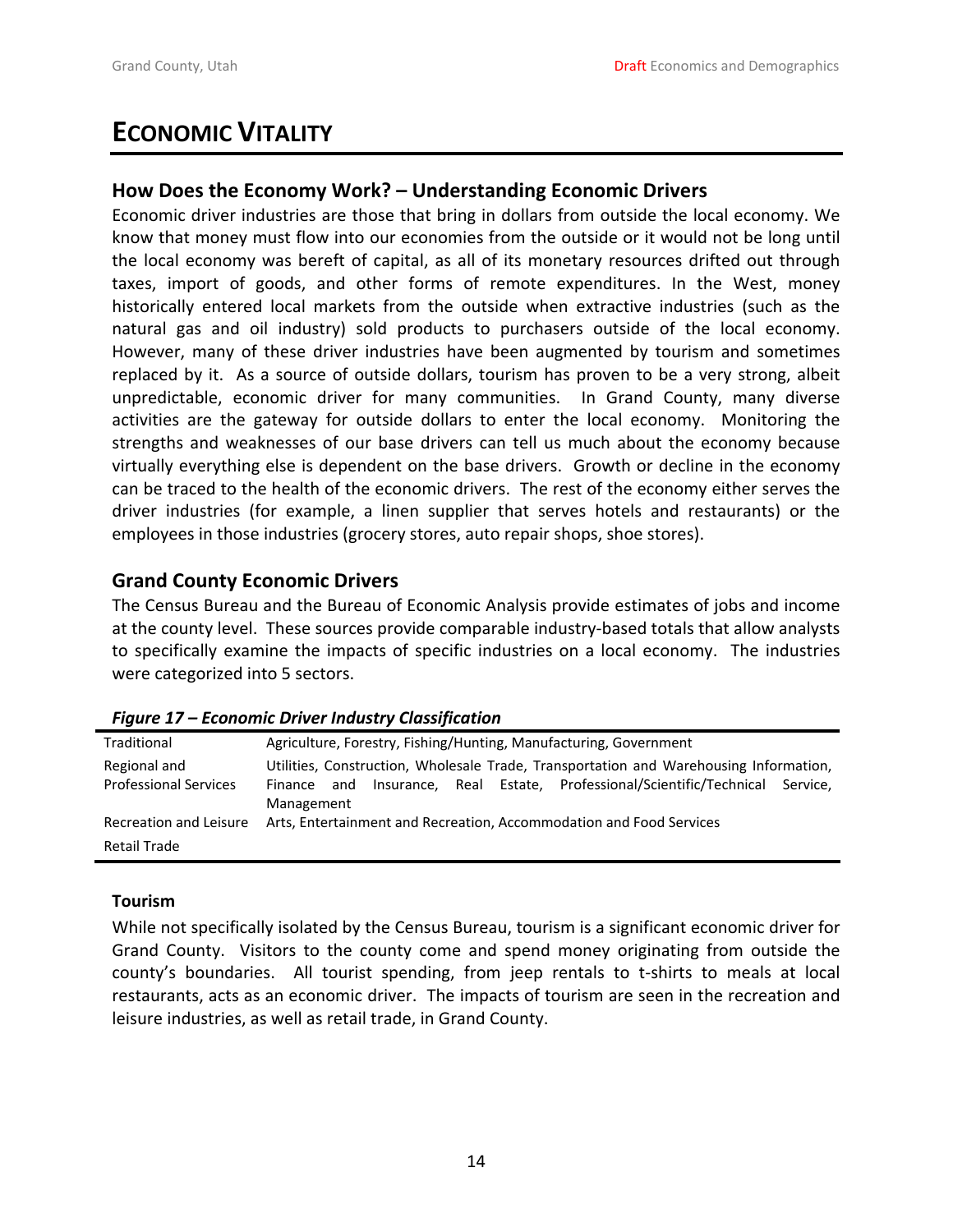# Economic Vitality

## How Does the Economy Work? – Understanding Economic Drivers

Economic driver industries are those that bring in dollars from outside the local economy. We know that money must flow into our economies from the outside or it would not be long until the local economy was bereft of capital, as all of its monetary resources drifted out through taxes, import of goods, and other forms of remote expenditures. In the West, money historically entered local markets from the outside when extractive industries (such as the natural gas and oil industry) sold products to purchasers outside of the local economy. However, many of these driver industries have been augmented by tourism and sometimes replaced by it. As a source of outside dollars, tourism has proven to be a very strong, albeit unpredictable, economic driver for many communities. In Grand County, many diverse activities are the gateway for outside dollars to enter the local economy. Monitoring the strengths and weaknesses of our base drivers can tell us much about the economy because virtually everything else is dependent on the base drivers. Growth or decline in the economy can be traced to the health of the economic drivers. The rest of the economy either serves the driver industries (for example, a linen supplier that serves hotels and restaurants) or the employees in those industries (grocery stores, auto repair shops, shoe stores).

## Grand County Economic Drivers

The Census Bureau and the Bureau of Economic Analysis provide estimates of jobs and income at the county level. These sources provide comparable industry-based totals that allow analysts to specifically examine the impacts of specific industries on a local economy. The industries were categorized into 5 sectors.

***Figure 17 – Economic Driver Industry Classification***

| | |
|---|---|
| Traditional | Agriculture, Forestry, Fishing/Hunting, Manufacturing, Government |
| Regional and Professional Services | Utilities, Construction, Wholesale Trade, Transportation and Warehousing Information, Finance and Insurance, Real Estate, Professional/Scientific/Technical Service, Management |
| Recreation and Leisure | Arts, Entertainment and Recreation, Accommodation and Food Services |
| Retail Trade | |

### Tourism

While not specifically isolated by the Census Bureau, tourism is a significant economic driver for Grand County. Visitors to the county come and spend money originating from outside the county's boundaries. All tourist spending, from jeep rentals to t-shirts to meals at local restaurants, acts as an economic driver. The impacts of tourism are seen in the recreation and leisure industries, as well as retail trade, in Grand County.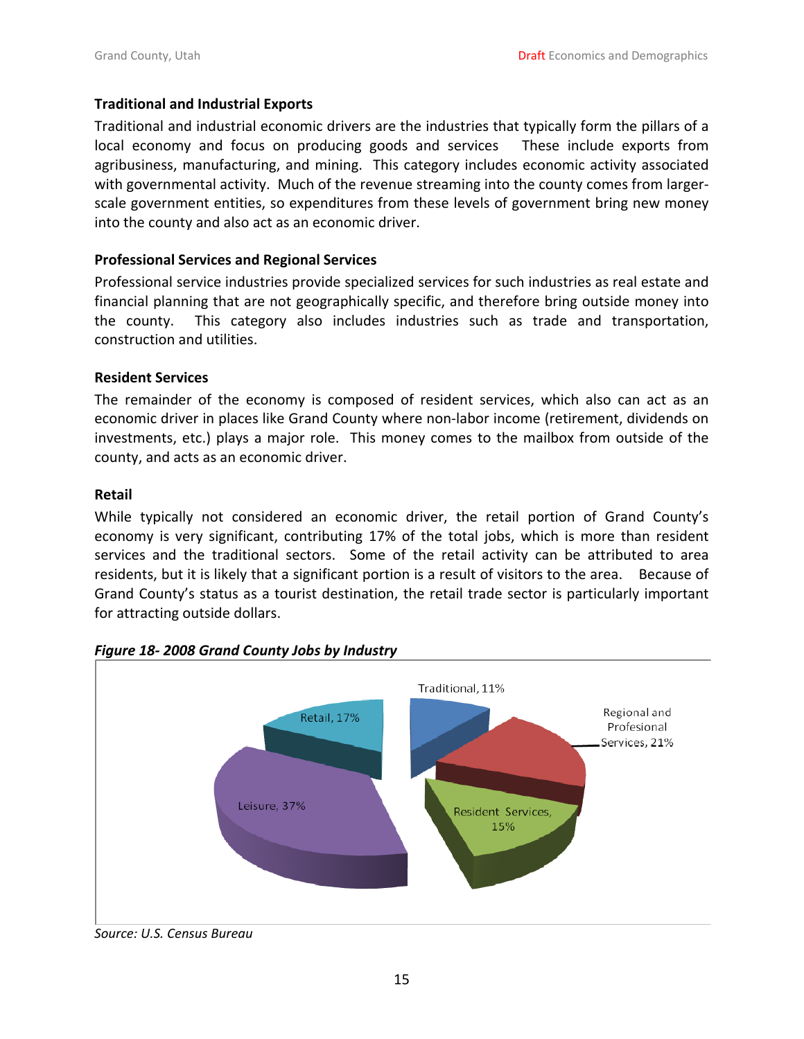### Traditional and Industrial Exports

Traditional and industrial economic drivers are the industries that typically form the pillars of a local economy and focus on producing goods and services These include exports from agribusiness, manufacturing, and mining. This category includes economic activity associated with governmental activity. Much of the revenue streaming into the county comes from larger-scale government entities, so expenditures from these levels of government bring new money into the county and also act as an economic driver.

### Professional Services and Regional Services

Professional service industries provide specialized services for such industries as real estate and financial planning that are not geographically specific, and therefore bring outside money into the county. This category also includes industries such as trade and transportation, construction and utilities.

### Resident Services

The remainder of the economy is composed of resident services, which also can act as an economic driver in places like Grand County where non-labor income (retirement, dividends on investments, etc.) plays a major role. This money comes to the mailbox from outside of the county, and acts as an economic driver.

### Retail

While typically not considered an economic driver, the retail portion of Grand County's economy is very significant, contributing 17% of the total jobs, which is more than resident services and the traditional sectors. Some of the retail activity can be attributed to area residents, but it is likely that a significant portion is a result of visitors to the area. Because of Grand County's status as a tourist destination, the retail trade sector is particularly important for attracting outside dollars.

***Figure 18- 2008 Grand County Jobs by Industry***

| Industry | Share |
|---|---|
| Traditional | 11% |
| Regional and Profesional Services | 21% |
| Resident Services | 15% |
| Leisure | 37% |
| Retail | 17% |

*Source: U.S. Census Bureau*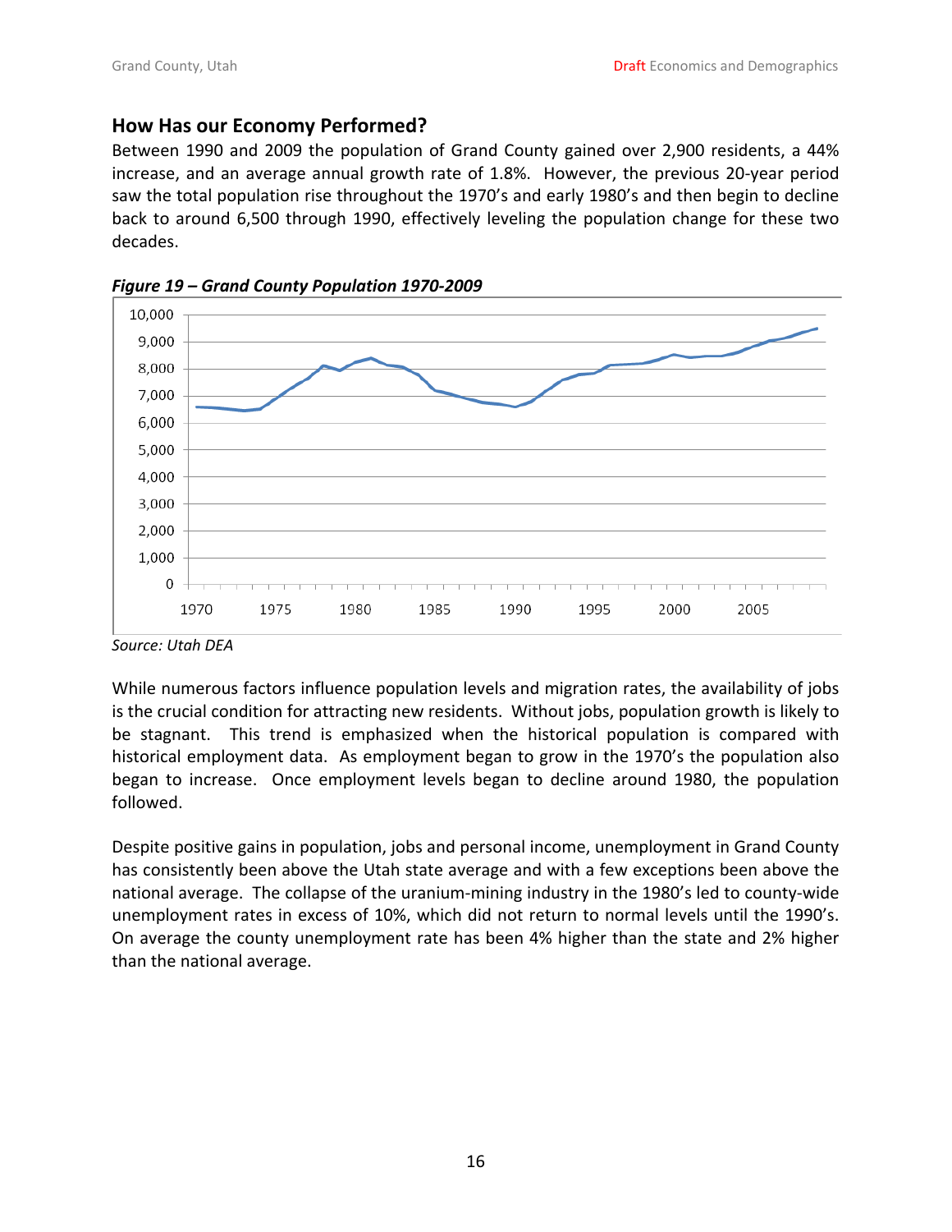## How Has our Economy Performed?

Between 1990 and 2009 the population of Grand County gained over 2,900 residents, a 44% increase, and an average annual growth rate of 1.8%. However, the previous 20-year period saw the total population rise throughout the 1970's and early 1980's and then begin to decline back to around 6,500 through 1990, effectively leveling the population change for these two decades.

***Figure 19 – Grand County Population 1970-2009***

*Source: Utah DEA*

While numerous factors influence population levels and migration rates, the availability of jobs is the crucial condition for attracting new residents. Without jobs, population growth is likely to be stagnant. This trend is emphasized when the historical population is compared with historical employment data. As employment began to grow in the 1970's the population also began to increase. Once employment levels began to decline around 1980, the population followed.

Despite positive gains in population, jobs and personal income, unemployment in Grand County has consistently been above the Utah state average and with a few exceptions been above the national average. The collapse of the uranium-mining industry in the 1980's led to county-wide unemployment rates in excess of 10%, which did not return to normal levels until the 1990's. On average the county unemployment rate has been 4% higher than the state and 2% higher than the national average.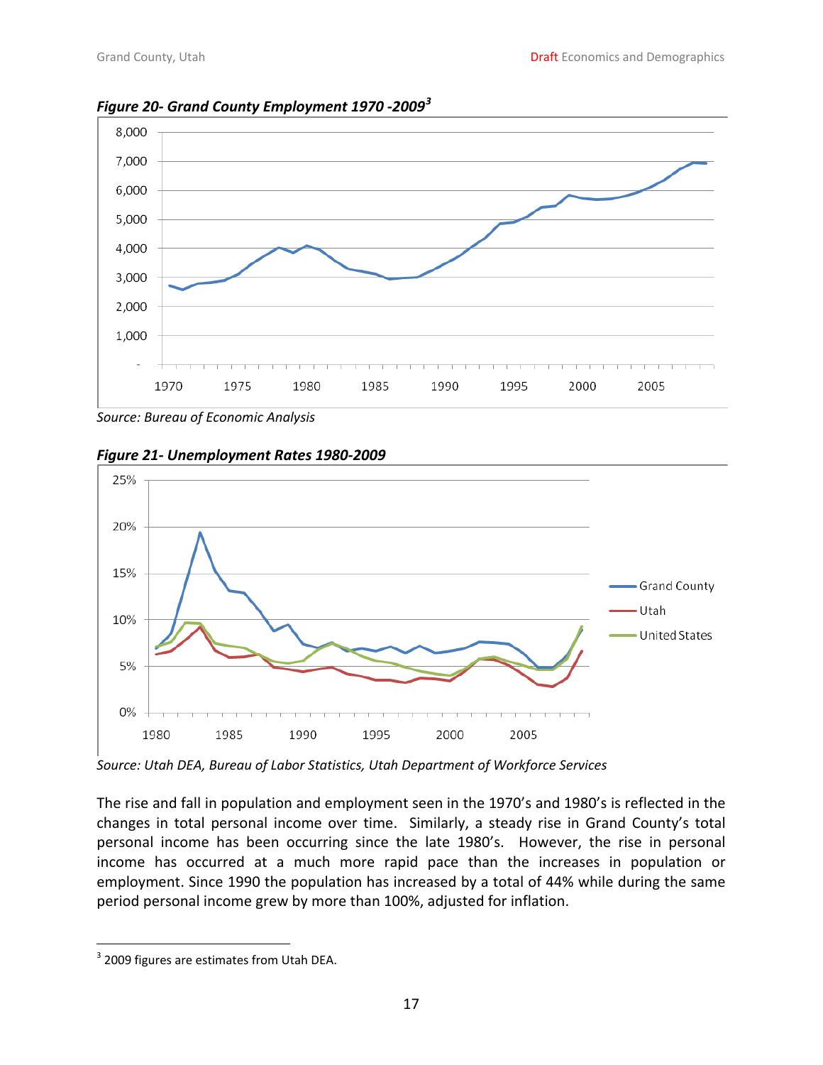*Figure 20- Grand County Employment 1970 -2009*[3]

*Source: Bureau of Economic Analysis*

*Figure 21- Unemployment Rates 1980-2009*

*Source: Utah DEA, Bureau of Labor Statistics, Utah Department of Workforce Services*

The rise and fall in population and employment seen in the 1970's and 1980's is reflected in the changes in total personal income over time. Similarly, a steady rise in Grand County's total personal income has been occurring since the late 1980's. However, the rise in personal income has occurred at a much more rapid pace than the increases in population or employment. Since 1990 the population has increased by a total of 44% while during the same period personal income grew by more than 100%, adjusted for inflation.

[3] 2009 figures are estimates from Utah DEA.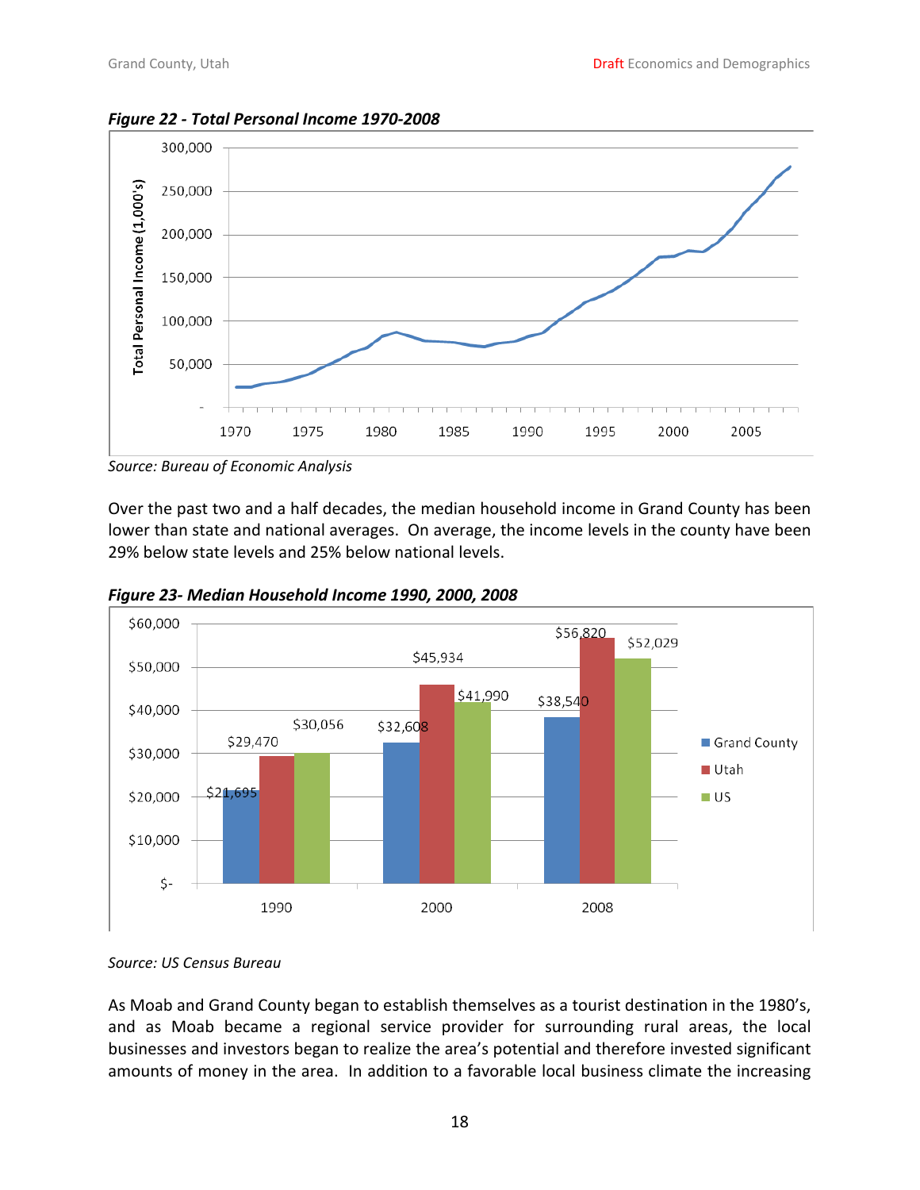*Figure 22 - Total Personal Income 1970-2008*

*Source: Bureau of Economic Analysis*

Over the past two and a half decades, the median household income in Grand County has been lower than state and national averages. On average, the income levels in the county have been 29% below state levels and 25% below national levels.

*Figure 23- Median Household Income 1990, 2000, 2008*

| Year | Grand County | Utah | US |
|---|---|---|---|
| 1990 | $21,695 | $29,470 | $30,056 |
| 2000 | $32,608 | $45,934 | $41,990 |
| 2008 | $38,540 | $56,820 | $52,029 |

*Source: US Census Bureau*

As Moab and Grand County began to establish themselves as a tourist destination in the 1980's, and as Moab became a regional service provider for surrounding rural areas, the local businesses and investors began to realize the area's potential and therefore invested significant amounts of money in the area. In addition to a favorable local business climate the increasing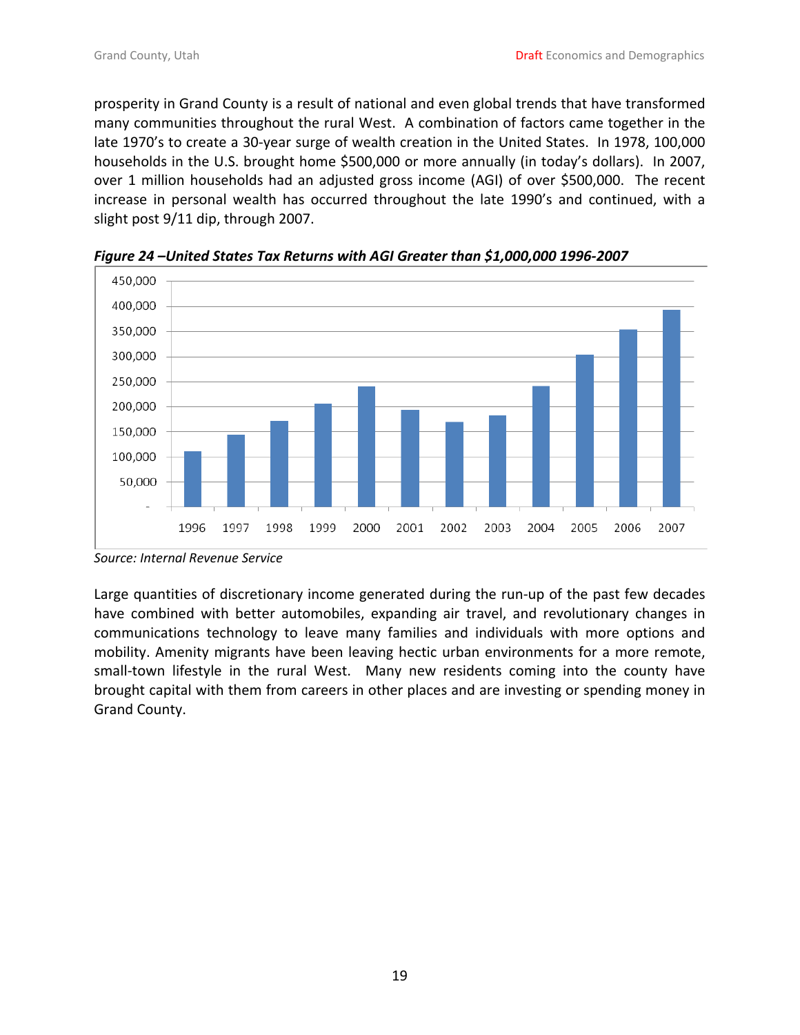prosperity in Grand County is a result of national and even global trends that have transformed many communities throughout the rural West. A combination of factors came together in the late 1970's to create a 30-year surge of wealth creation in the United States. In 1978, 100,000 households in the U.S. brought home $500,000 or more annually (in today's dollars). In 2007, over 1 million households had an adjusted gross income (AGI) of over $500,000. The recent increase in personal wealth has occurred throughout the late 1990's and continued, with a slight post 9/11 dip, through 2007.

***Figure 24 –United States Tax Returns with AGI Greater than $1,000,000 1996-2007***

*Source: Internal Revenue Service*

Large quantities of discretionary income generated during the run-up of the past few decades have combined with better automobiles, expanding air travel, and revolutionary changes in communications technology to leave many families and individuals with more options and mobility. Amenity migrants have been leaving hectic urban environments for a more remote, small-town lifestyle in the rural West. Many new residents coming into the county have brought capital with them from careers in other places and are investing or spending money in Grand County.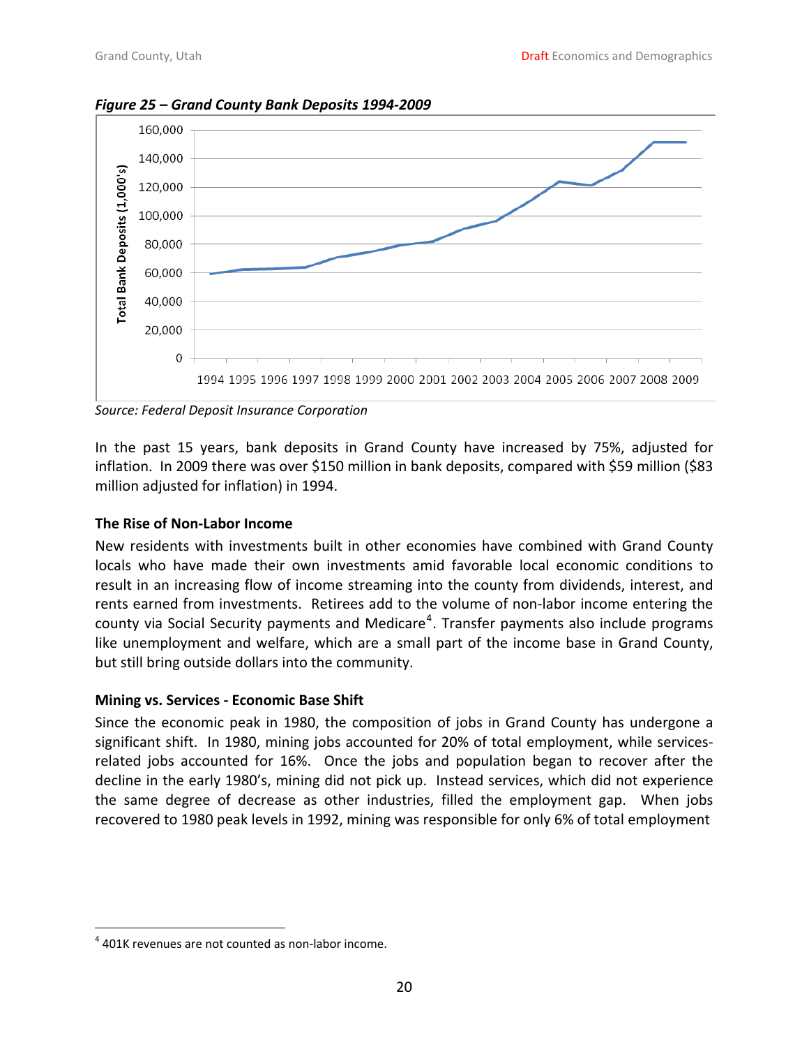*Figure 25 – Grand County Bank Deposits 1994-2009*

*Source: Federal Deposit Insurance Corporation*

In the past 15 years, bank deposits in Grand County have increased by 75%, adjusted for inflation. In 2009 there was over $150 million in bank deposits, compared with $59 million ($83 million adjusted for inflation) in 1994.

**The Rise of Non-Labor Income**

New residents with investments built in other economies have combined with Grand County locals who have made their own investments amid favorable local economic conditions to result in an increasing flow of income streaming into the county from dividends, interest, and rents earned from investments. Retirees add to the volume of non-labor income entering the county via Social Security payments and Medicare[4]. Transfer payments also include programs like unemployment and welfare, which are a small part of the income base in Grand County, but still bring outside dollars into the community.

**Mining vs. Services - Economic Base Shift**

Since the economic peak in 1980, the composition of jobs in Grand County has undergone a significant shift. In 1980, mining jobs accounted for 20% of total employment, while services-related jobs accounted for 16%. Once the jobs and population began to recover after the decline in the early 1980's, mining did not pick up. Instead services, which did not experience the same degree of decrease as other industries, filled the employment gap. When jobs recovered to 1980 peak levels in 1992, mining was responsible for only 6% of total employment

[4] 401K revenues are not counted as non-labor income.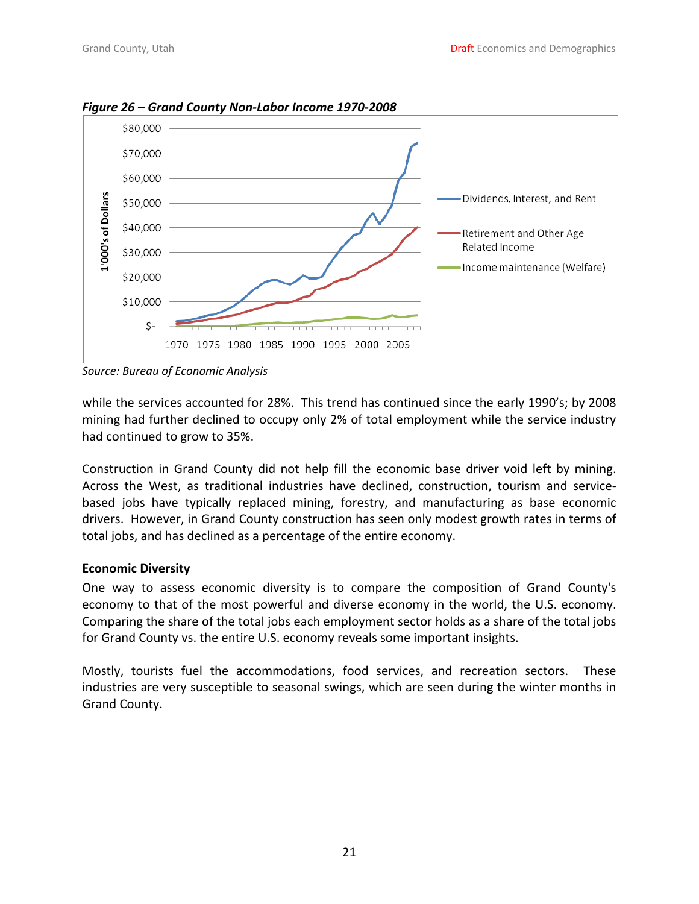*Figure 26 – Grand County Non-Labor Income 1970-2008*

*Source: Bureau of Economic Analysis*

while the services accounted for 28%. This trend has continued since the early 1990's; by 2008 mining had further declined to occupy only 2% of total employment while the service industry had continued to grow to 35%.

Construction in Grand County did not help fill the economic base driver void left by mining. Across the West, as traditional industries have declined, construction, tourism and service-based jobs have typically replaced mining, forestry, and manufacturing as base economic drivers. However, in Grand County construction has seen only modest growth rates in terms of total jobs, and has declined as a percentage of the entire economy.

**Economic Diversity**

One way to assess economic diversity is to compare the composition of Grand County's economy to that of the most powerful and diverse economy in the world, the U.S. economy. Comparing the share of the total jobs each employment sector holds as a share of the total jobs for Grand County vs. the entire U.S. economy reveals some important insights.

Mostly, tourists fuel the accommodations, food services, and recreation sectors. These industries are very susceptible to seasonal swings, which are seen during the winter months in Grand County.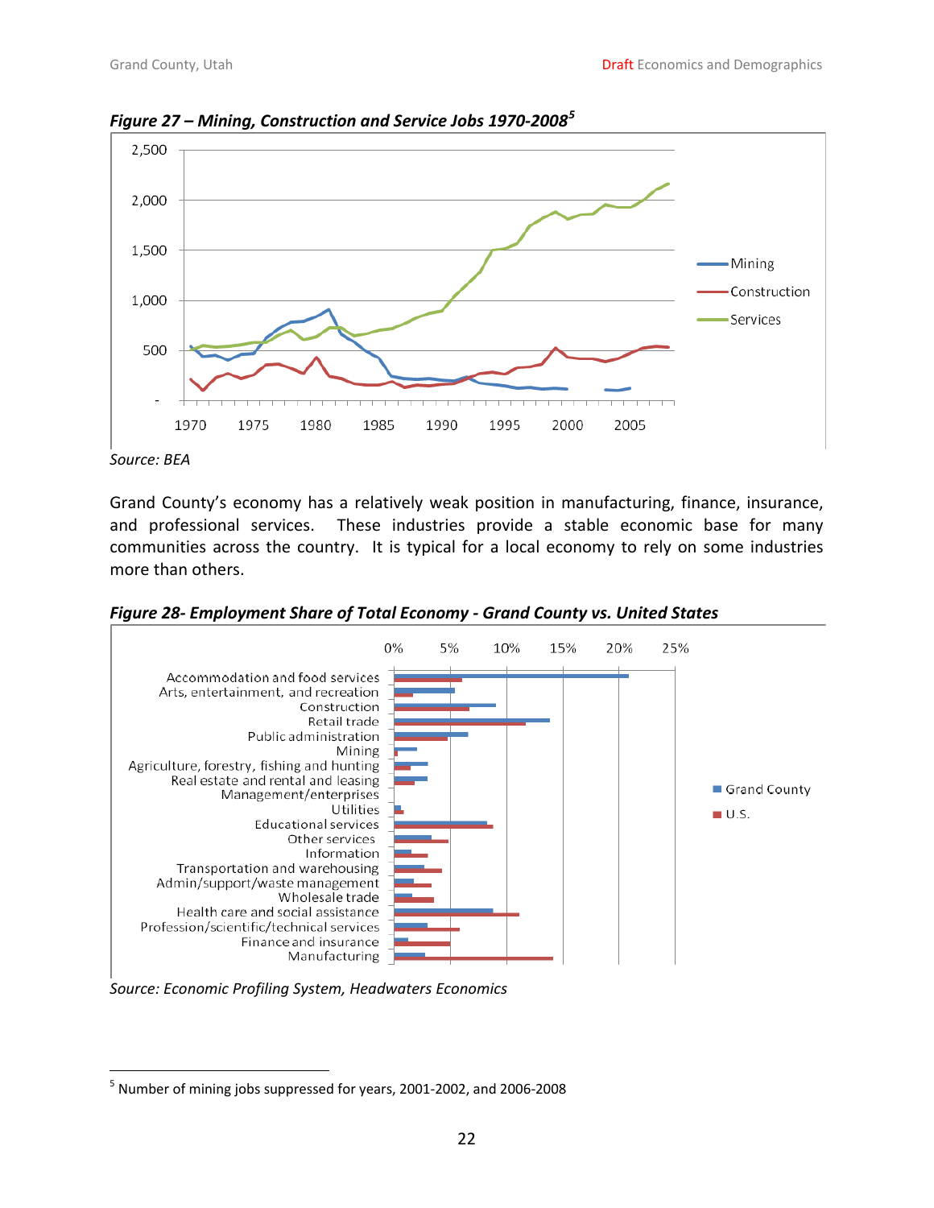*Figure 27 – Mining, Construction and Service Jobs 1970-2008*[5]

Source: BEA

Grand County's economy has a relatively weak position in manufacturing, finance, insurance, and professional services. These industries provide a stable economic base for many communities across the country. It is typical for a local economy to rely on some industries more than others.

*Figure 28- Employment Share of Total Economy - Grand County vs. United States*

Source: Economic Profiling System, Headwaters Economics

[5] Number of mining jobs suppressed for years, 2001-2002, and 2006-2008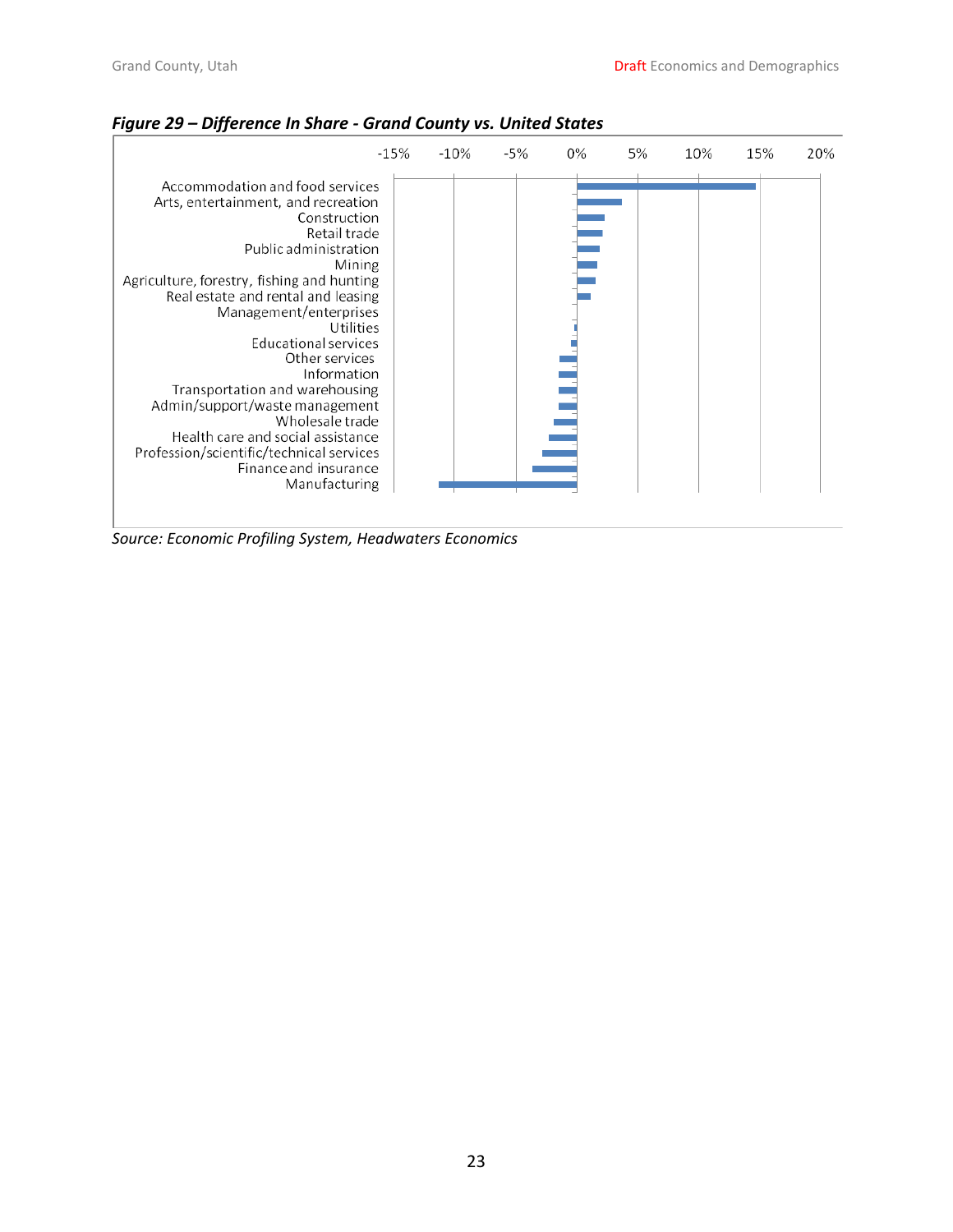***Figure 29 – Difference In Share - Grand County vs. United States***

| Sector |
|---|
| Accommodation and food services |
| Arts, entertainment, and recreation |
| Construction |
| Retail trade |
| Public administration |
| Mining |
| Agriculture, forestry, fishing and hunting |
| Real estate and rental and leasing |
| Management/enterprises |
| Utilities |
| Educational services |
| Other services |
| Information |
| Transportation and warehousing |
| Admin/support/waste management |
| Wholesale trade |
| Health care and social assistance |
| Profession/scientific/technical services |
| Finance and insurance |
| Manufacturing |

Axis: -15% -10% -5% 0% 5% 10% 15% 20%

*Source: Economic Profiling System, Headwaters Economics*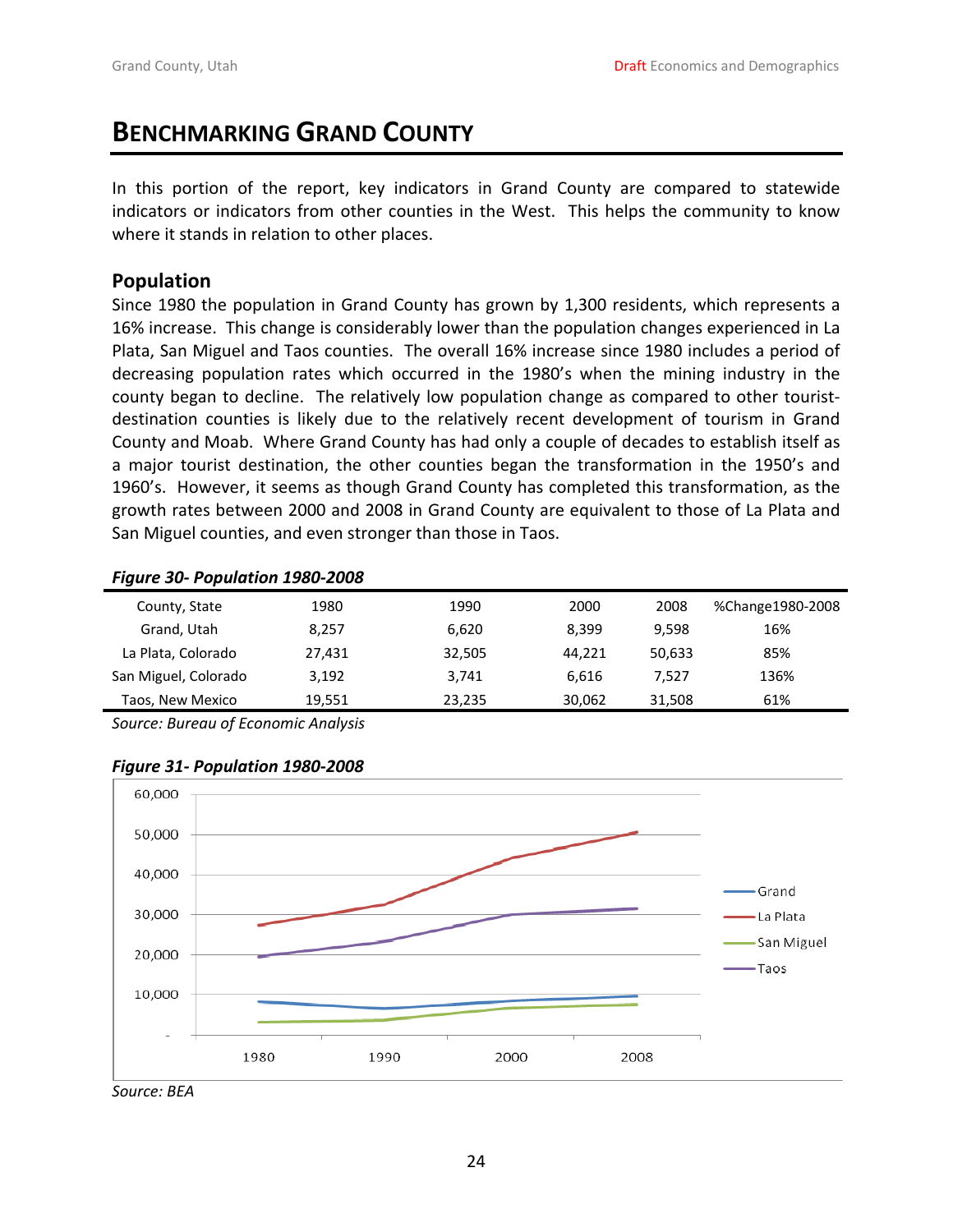# BENCHMARKING GRAND COUNTY

In this portion of the report, key indicators in Grand County are compared to statewide indicators or indicators from other counties in the West. This helps the community to know where it stands in relation to other places.

## Population

Since 1980 the population in Grand County has grown by 1,300 residents, which represents a 16% increase. This change is considerably lower than the population changes experienced in La Plata, San Miguel and Taos counties. The overall 16% increase since 1980 includes a period of decreasing population rates which occurred in the 1980's when the mining industry in the county began to decline. The relatively low population change as compared to other tourist-destination counties is likely due to the relatively recent development of tourism in Grand County and Moab. Where Grand County has had only a couple of decades to establish itself as a major tourist destination, the other counties began the transformation in the 1950's and 1960's. However, it seems as though Grand County has completed this transformation, as the growth rates between 2000 and 2008 in Grand County are equivalent to those of La Plata and San Miguel counties, and even stronger than those in Taos.

***Figure 30- Population 1980-2008***

| County, State | 1980 | 1990 | 2000 | 2008 | %Change1980-2008 |
|---|---|---|---|---|---|
| Grand, Utah | 8,257 | 6,620 | 8,399 | 9,598 | 16% |
| La Plata, Colorado | 27,431 | 32,505 | 44,221 | 50,633 | 85% |
| San Miguel, Colorado | 3,192 | 3,741 | 6,616 | 7,527 | 136% |
| Taos, New Mexico | 19,551 | 23,235 | 30,062 | 31,508 | 61% |

*Source: Bureau of Economic Analysis*

***Figure 31- Population 1980-2008***

*Source: BEA*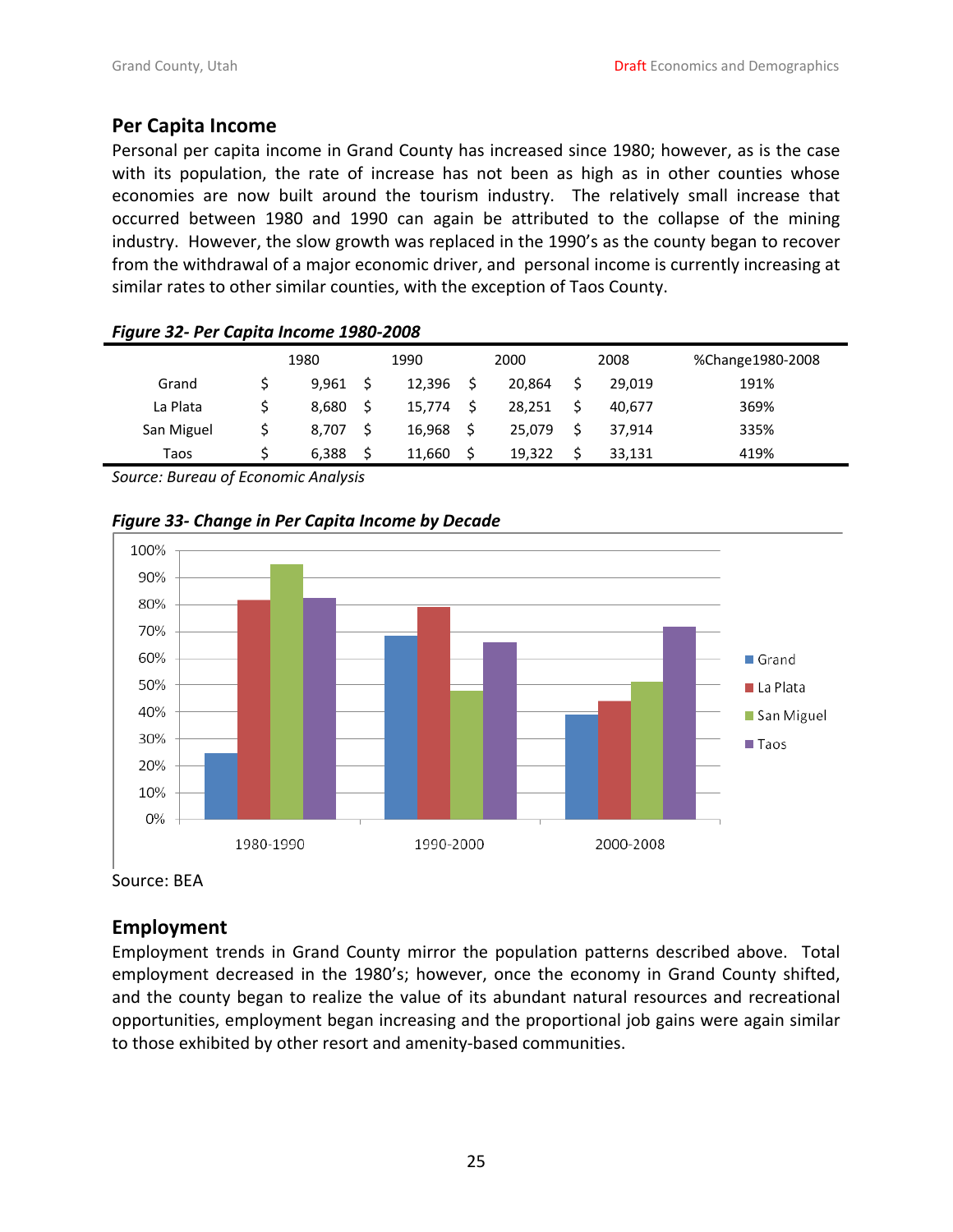## Per Capita Income

Personal per capita income in Grand County has increased since 1980; however, as is the case with its population, the rate of increase has not been as high as in other counties whose economies are now built around the tourism industry. The relatively small increase that occurred between 1980 and 1990 can again be attributed to the collapse of the mining industry. However, the slow growth was replaced in the 1990's as the county began to recover from the withdrawal of a major economic driver, and personal income is currently increasing at similar rates to other similar counties, with the exception of Taos County.

***Figure 32- Per Capita Income 1980-2008***

| | 1980 | 1990 | 2000 | 2008 | %Change1980-2008 |
|---|---|---|---|---|---|
| Grand | $ 9,961 | $ 12,396 | $ 20,864 | $ 29,019 | 191% |
| La Plata | $ 8,680 | $ 15,774 | $ 28,251 | $ 40,677 | 369% |
| San Miguel | $ 8,707 | $ 16,968 | $ 25,079 | $ 37,914 | 335% |
| Taos | $ 6,388 | $ 11,660 | $ 19,322 | $ 33,131 | 419% |

*Source: Bureau of Economic Analysis*

***Figure 33- Change in Per Capita Income by Decade***

Source: BEA

## Employment

Employment trends in Grand County mirror the population patterns described above. Total employment decreased in the 1980's; however, once the economy in Grand County shifted, and the county began to realize the value of its abundant natural resources and recreational opportunities, employment began increasing and the proportional job gains were again similar to those exhibited by other resort and amenity-based communities.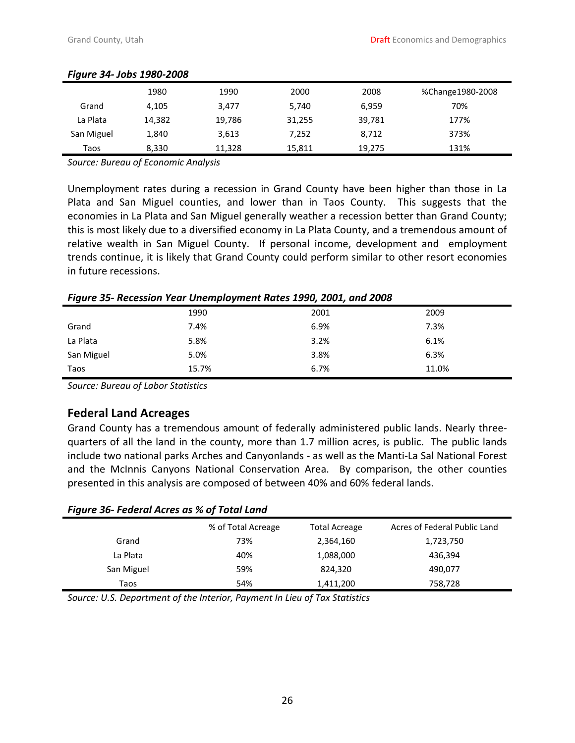***Figure 34- Jobs 1980-2008***

| | 1980 | 1990 | 2000 | 2008 | %Change1980-2008 |
|---|---|---|---|---|---|
| Grand | 4,105 | 3,477 | 5,740 | 6,959 | 70% |
| La Plata | 14,382 | 19,786 | 31,255 | 39,781 | 177% |
| San Miguel | 1,840 | 3,613 | 7,252 | 8,712 | 373% |
| Taos | 8,330 | 11,328 | 15,811 | 19,275 | 131% |

*Source: Bureau of Economic Analysis*

Unemployment rates during a recession in Grand County have been higher than those in La Plata and San Miguel counties, and lower than in Taos County. This suggests that the economies in La Plata and San Miguel generally weather a recession better than Grand County; this is most likely due to a diversified economy in La Plata County, and a tremendous amount of relative wealth in San Miguel County. If personal income, development and employment trends continue, it is likely that Grand County could perform similar to other resort economies in future recessions.

***Figure 35- Recession Year Unemployment Rates 1990, 2001, and 2008***

| | 1990 | 2001 | 2009 |
|---|---|---|---|
| Grand | 7.4% | 6.9% | 7.3% |
| La Plata | 5.8% | 3.2% | 6.1% |
| San Miguel | 5.0% | 3.8% | 6.3% |
| Taos | 15.7% | 6.7% | 11.0% |

*Source: Bureau of Labor Statistics*

## Federal Land Acreages

Grand County has a tremendous amount of federally administered public lands. Nearly three-quarters of all the land in the county, more than 1.7 million acres, is public. The public lands include two national parks Arches and Canyonlands - as well as the Manti-La Sal National Forest and the McInnis Canyons National Conservation Area. By comparison, the other counties presented in this analysis are composed of between 40% and 60% federal lands.

***Figure 36- Federal Acres as % of Total Land***

| | % of Total Acreage | Total Acreage | Acres of Federal Public Land |
|---|---|---|---|
| Grand | 73% | 2,364,160 | 1,723,750 |
| La Plata | 40% | 1,088,000 | 436,394 |
| San Miguel | 59% | 824,320 | 490,077 |
| Taos | 54% | 1,411,200 | 758,728 |

*Source: U.S. Department of the Interior, Payment In Lieu of Tax Statistics*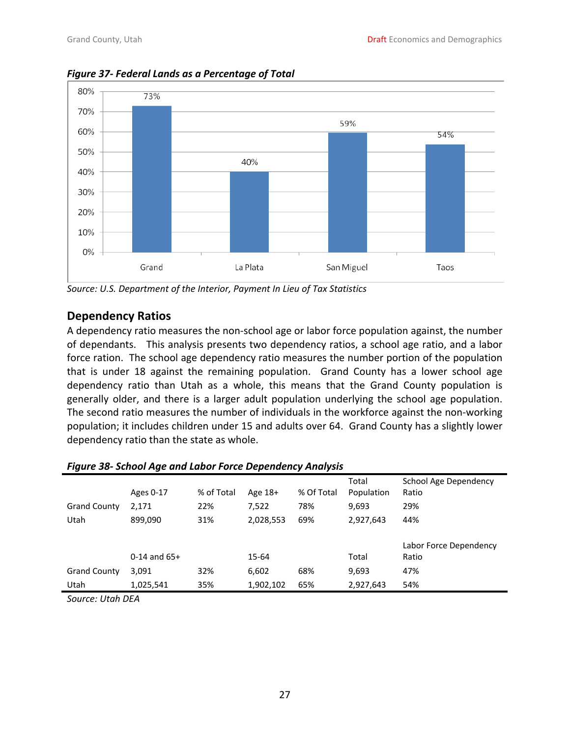***Figure 37- Federal Lands as a Percentage of Total***

| | Grand | La Plata | San Miguel | Taos |
|---|---|---|---|---|
| Federal Lands as a Percentage of Total | 73% | 40% | 59% | 54% |

*Source: U.S. Department of the Interior, Payment In Lieu of Tax Statistics*

## Dependency Ratios

A dependency ratio measures the non-school age or labor force population against, the number of dependants. This analysis presents two dependency ratios, a school age ratio, and a labor force ration. The school age dependency ratio measures the number portion of the population that is under 18 against the remaining population. Grand County has a lower school age dependency ratio than Utah as a whole, this means that the Grand County population is generally older, and there is a larger adult population underlying the school age population. The second ratio measures the number of individuals in the workforce against the non-working population; it includes children under 15 and adults over 64. Grand County has a slightly lower dependency ratio than the state as whole.

***Figure 38- School Age and Labor Force Dependency Analysis***

| | Ages 0-17 | % of Total | Age 18+ | % Of Total | Total Population | School Age Dependency Ratio |
|---|---|---|---|---|---|---|
| Grand County | 2,171 | 22% | 7,522 | 78% | 9,693 | 29% |
| Utah | 899,090 | 31% | 2,028,553 | 69% | 2,927,643 | 44% |
| | 0-14 and 65+ | | 15-64 | | Total | Labor Force Dependency Ratio |
| Grand County | 3,091 | 32% | 6,602 | 68% | 9,693 | 47% |
| Utah | 1,025,541 | 35% | 1,902,102 | 65% | 2,927,643 | 54% |

*Source: Utah DEA*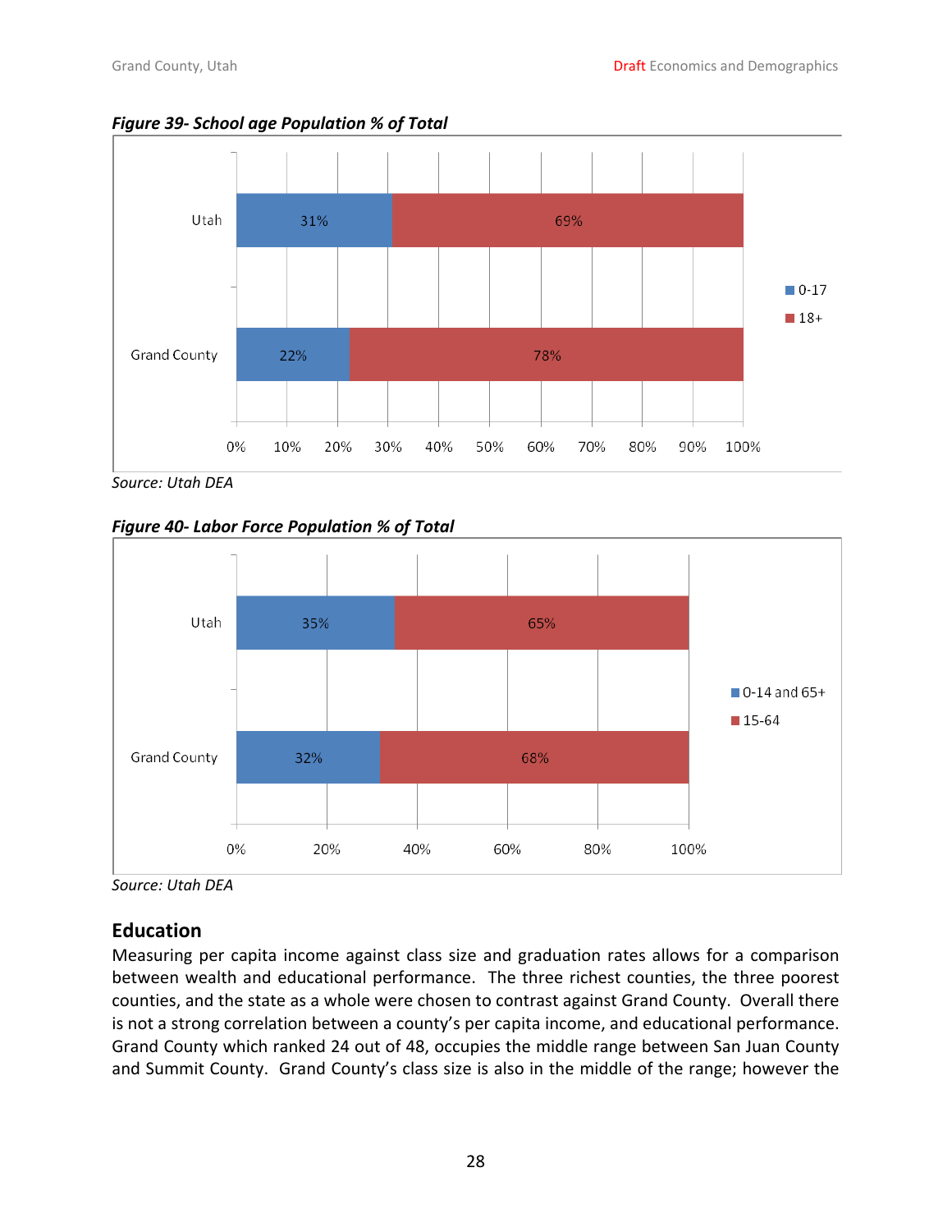***Figure 39- School age Population % of Total***

| | 0-17 | 18+ |
|---|---|---|
| Utah | 31% | 69% |
| Grand County | 22% | 78% |

*Source: Utah DEA*

***Figure 40- Labor Force Population % of Total***

| | 0-14 and 65+ | 15-64 |
|---|---|---|
| Utah | 35% | 65% |
| Grand County | 32% | 68% |

*Source: Utah DEA*

## Education

Measuring per capita income against class size and graduation rates allows for a comparison between wealth and educational performance. The three richest counties, the three poorest counties, and the state as a whole were chosen to contrast against Grand County. Overall there is not a strong correlation between a county's per capita income, and educational performance. Grand County which ranked 24 out of 48, occupies the middle range between San Juan County and Summit County. Grand County's class size is also in the middle of the range; however the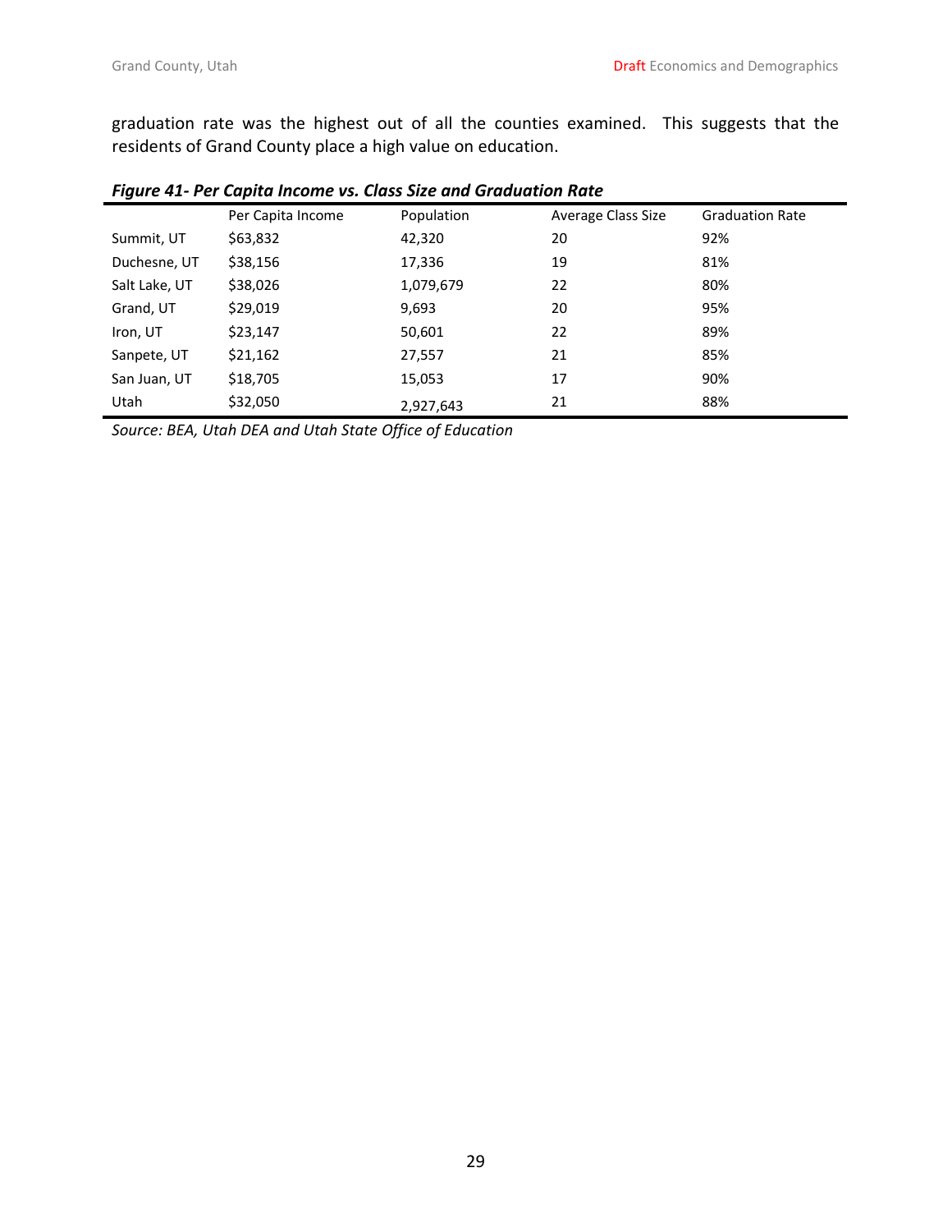graduation rate was the highest out of all the counties examined. This suggests that the residents of Grand County place a high value on education.

***Figure 41- Per Capita Income vs. Class Size and Graduation Rate***

| | Per Capita Income | Population | Average Class Size | Graduation Rate |
|---|---|---|---|---|
| Summit, UT | $63,832 | 42,320 | 20 | 92% |
| Duchesne, UT | $38,156 | 17,336 | 19 | 81% |
| Salt Lake, UT | $38,026 | 1,079,679 | 22 | 80% |
| Grand, UT | $29,019 | 9,693 | 20 | 95% |
| Iron, UT | $23,147 | 50,601 | 22 | 89% |
| Sanpete, UT | $21,162 | 27,557 | 21 | 85% |
| San Juan, UT | $18,705 | 15,053 | 17 | 90% |
| Utah | $32,050 | 2,927,643 | 21 | 88% |

*Source: BEA, Utah DEA and Utah State Office of Education*